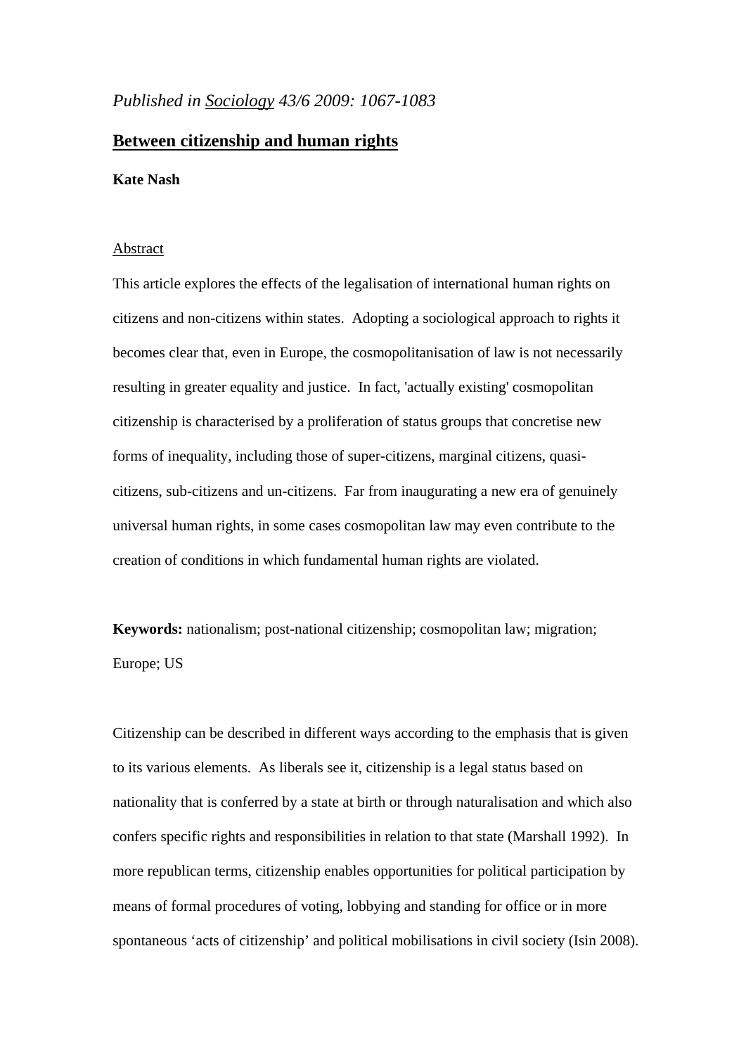*Published in Sociology 43/6 2009: 1067-1083*

# Between citizenship and human rights

**Kate Nash**

## Abstract

This article explores the effects of the legalisation of international human rights on citizens and non-citizens within states. Adopting a sociological approach to rights it becomes clear that, even in Europe, the cosmopolitanisation of law is not necessarily resulting in greater equality and justice. In fact, 'actually existing' cosmopolitan citizenship is characterised by a proliferation of status groups that concretise new forms of inequality, including those of super-citizens, marginal citizens, quasi-citizens, sub-citizens and un-citizens. Far from inaugurating a new era of genuinely universal human rights, in some cases cosmopolitan law may even contribute to the creation of conditions in which fundamental human rights are violated.

**Keywords:** nationalism; post-national citizenship; cosmopolitan law; migration; Europe; US

Citizenship can be described in different ways according to the emphasis that is given to its various elements. As liberals see it, citizenship is a legal status based on nationality that is conferred by a state at birth or through naturalisation and which also confers specific rights and responsibilities in relation to that state (Marshall 1992). In more republican terms, citizenship enables opportunities for political participation by means of formal procedures of voting, lobbying and standing for office or in more spontaneous 'acts of citizenship' and political mobilisations in civil society (Isin 2008).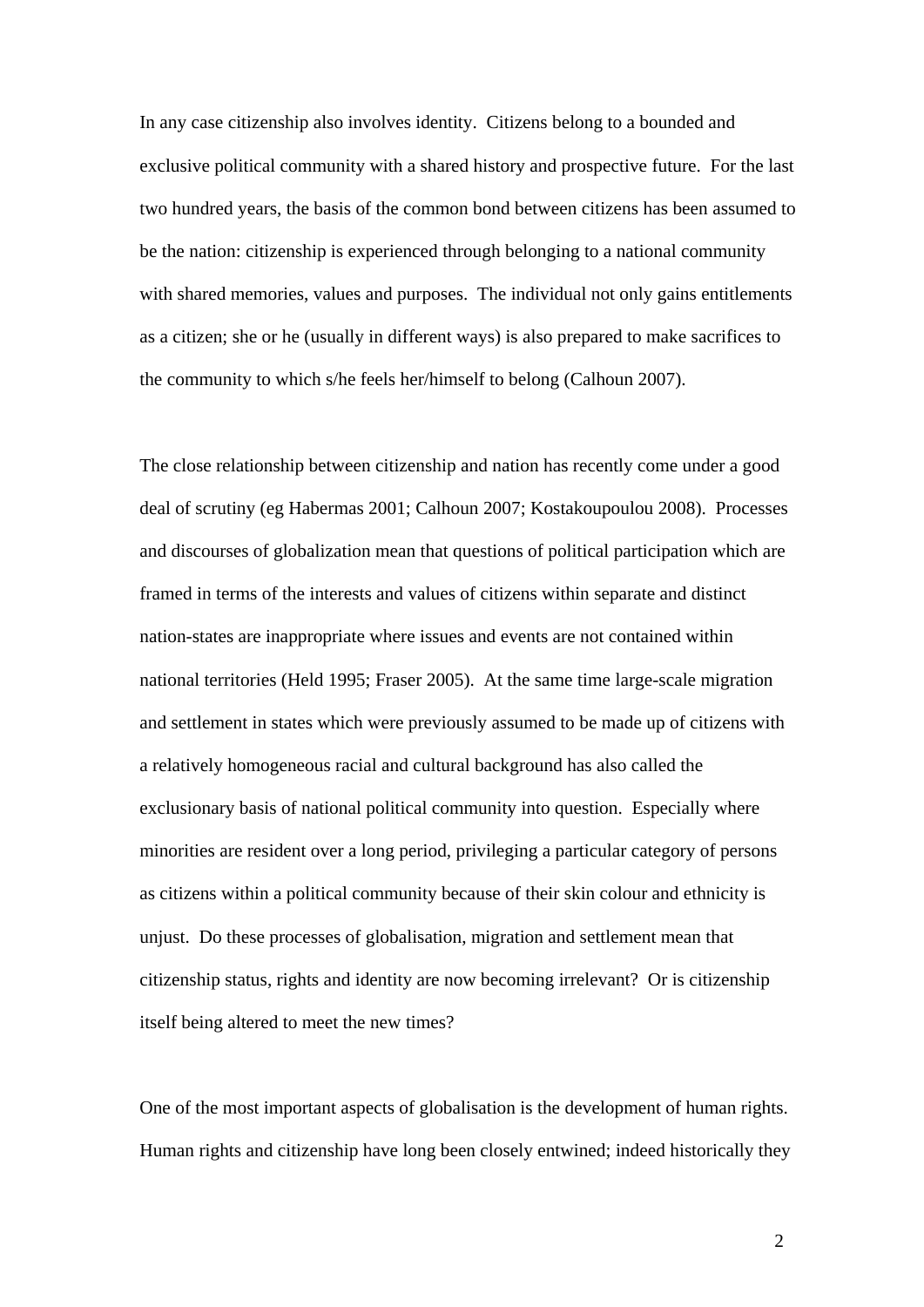In any case citizenship also involves identity. Citizens belong to a bounded and exclusive political community with a shared history and prospective future. For the last two hundred years, the basis of the common bond between citizens has been assumed to be the nation: citizenship is experienced through belonging to a national community with shared memories, values and purposes. The individual not only gains entitlements as a citizen; she or he (usually in different ways) is also prepared to make sacrifices to the community to which s/he feels her/himself to belong (Calhoun 2007).

The close relationship between citizenship and nation has recently come under a good deal of scrutiny (eg Habermas 2001; Calhoun 2007; Kostakoupoulou 2008). Processes and discourses of globalization mean that questions of political participation which are framed in terms of the interests and values of citizens within separate and distinct nation-states are inappropriate where issues and events are not contained within national territories (Held 1995; Fraser 2005). At the same time large-scale migration and settlement in states which were previously assumed to be made up of citizens with a relatively homogeneous racial and cultural background has also called the exclusionary basis of national political community into question. Especially where minorities are resident over a long period, privileging a particular category of persons as citizens within a political community because of their skin colour and ethnicity is unjust. Do these processes of globalisation, migration and settlement mean that citizenship status, rights and identity are now becoming irrelevant? Or is citizenship itself being altered to meet the new times?

One of the most important aspects of globalisation is the development of human rights. Human rights and citizenship have long been closely entwined; indeed historically they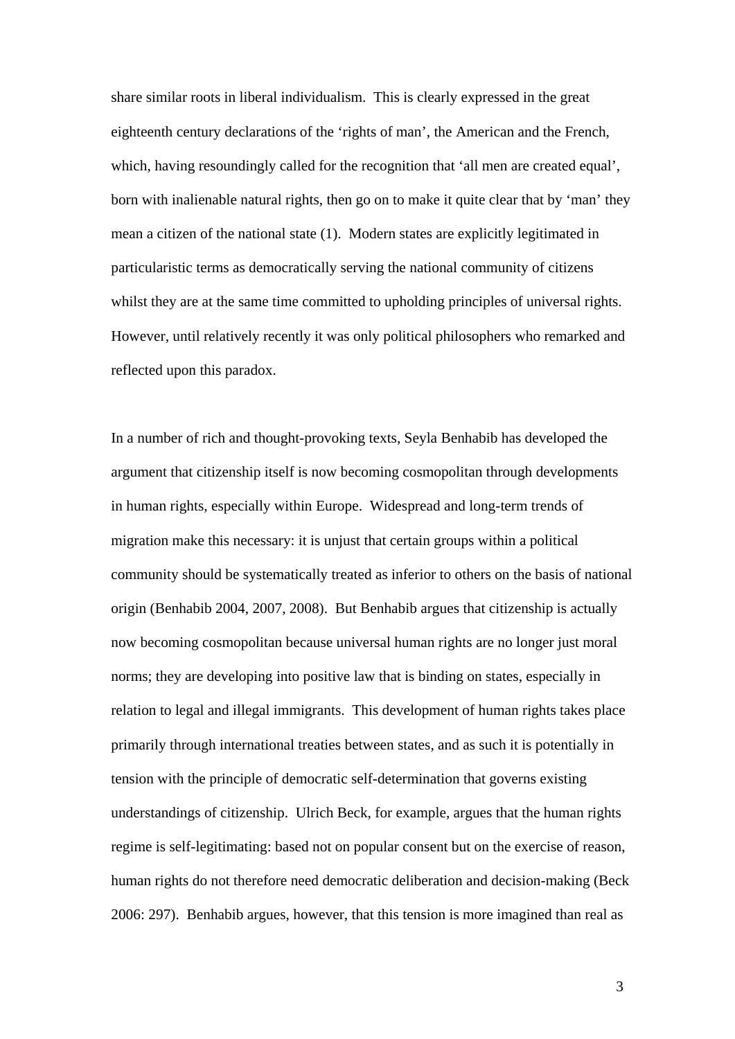share similar roots in liberal individualism. This is clearly expressed in the great eighteenth century declarations of the 'rights of man', the American and the French, which, having resoundingly called for the recognition that 'all men are created equal', born with inalienable natural rights, then go on to make it quite clear that by 'man' they mean a citizen of the national state (1). Modern states are explicitly legitimated in particularistic terms as democratically serving the national community of citizens whilst they are at the same time committed to upholding principles of universal rights. However, until relatively recently it was only political philosophers who remarked and reflected upon this paradox.

In a number of rich and thought-provoking texts, Seyla Benhabib has developed the argument that citizenship itself is now becoming cosmopolitan through developments in human rights, especially within Europe. Widespread and long-term trends of migration make this necessary: it is unjust that certain groups within a political community should be systematically treated as inferior to others on the basis of national origin (Benhabib 2004, 2007, 2008). But Benhabib argues that citizenship is actually now becoming cosmopolitan because universal human rights are no longer just moral norms; they are developing into positive law that is binding on states, especially in relation to legal and illegal immigrants. This development of human rights takes place primarily through international treaties between states, and as such it is potentially in tension with the principle of democratic self-determination that governs existing understandings of citizenship. Ulrich Beck, for example, argues that the human rights regime is self-legitimating: based not on popular consent but on the exercise of reason, human rights do not therefore need democratic deliberation and decision-making (Beck 2006: 297). Benhabib argues, however, that this tension is more imagined than real as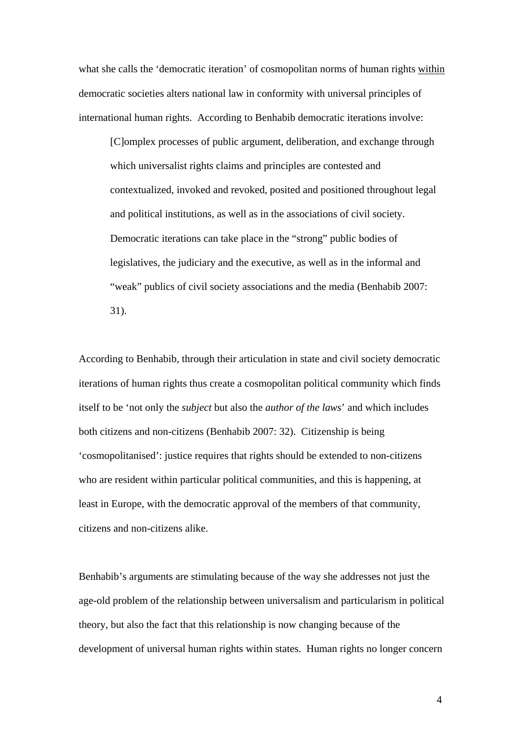what she calls the 'democratic iteration' of cosmopolitan norms of human rights <u>within</u> democratic societies alters national law in conformity with universal principles of international human rights. According to Benhabib democratic iterations involve:

> [C]omplex processes of public argument, deliberation, and exchange through which universalist rights claims and principles are contested and contextualized, invoked and revoked, posited and positioned throughout legal and political institutions, as well as in the associations of civil society. Democratic iterations can take place in the "strong" public bodies of legislatives, the judiciary and the executive, as well as in the informal and "weak" publics of civil society associations and the media (Benhabib 2007: 31).

According to Benhabib, through their articulation in state and civil society democratic iterations of human rights thus create a cosmopolitan political community which finds itself to be 'not only the *subject* but also the *author of the laws*' and which includes both citizens and non-citizens (Benhabib 2007: 32). Citizenship is being 'cosmopolitanised': justice requires that rights should be extended to non-citizens who are resident within particular political communities, and this is happening, at least in Europe, with the democratic approval of the members of that community, citizens and non-citizens alike.

Benhabib's arguments are stimulating because of the way she addresses not just the age-old problem of the relationship between universalism and particularism in political theory, but also the fact that this relationship is now changing because of the development of universal human rights within states. Human rights no longer concern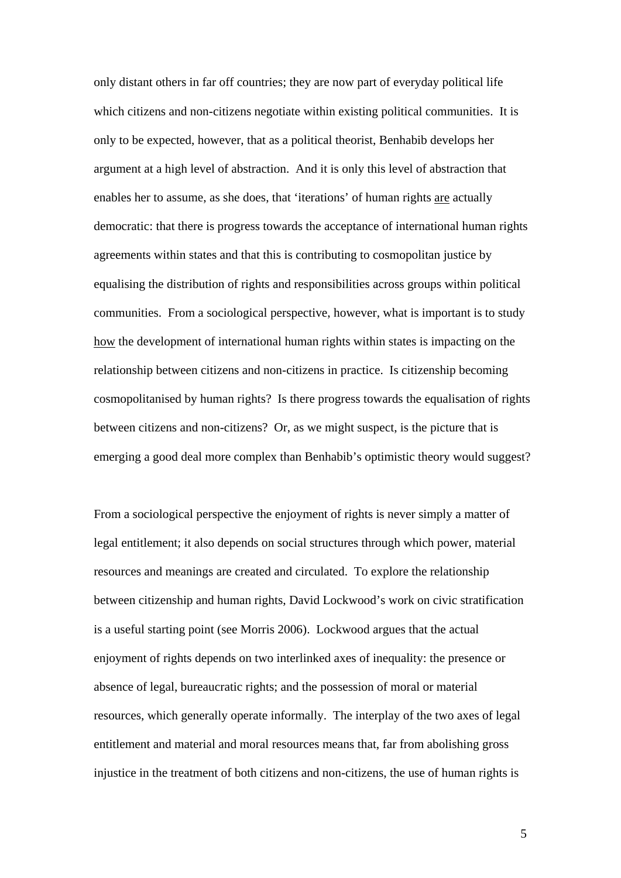only distant others in far off countries; they are now part of everyday political life which citizens and non-citizens negotiate within existing political communities. It is only to be expected, however, that as a political theorist, Benhabib develops her argument at a high level of abstraction. And it is only this level of abstraction that enables her to assume, as she does, that 'iterations' of human rights <u>are</u> actually democratic: that there is progress towards the acceptance of international human rights agreements within states and that this is contributing to cosmopolitan justice by equalising the distribution of rights and responsibilities across groups within political communities. From a sociological perspective, however, what is important is to study <u>how</u> the development of international human rights within states is impacting on the relationship between citizens and non-citizens in practice. Is citizenship becoming cosmopolitanised by human rights? Is there progress towards the equalisation of rights between citizens and non-citizens? Or, as we might suspect, is the picture that is emerging a good deal more complex than Benhabib's optimistic theory would suggest?

From a sociological perspective the enjoyment of rights is never simply a matter of legal entitlement; it also depends on social structures through which power, material resources and meanings are created and circulated. To explore the relationship between citizenship and human rights, David Lockwood's work on civic stratification is a useful starting point (see Morris 2006). Lockwood argues that the actual enjoyment of rights depends on two interlinked axes of inequality: the presence or absence of legal, bureaucratic rights; and the possession of moral or material resources, which generally operate informally. The interplay of the two axes of legal entitlement and material and moral resources means that, far from abolishing gross injustice in the treatment of both citizens and non-citizens, the use of human rights is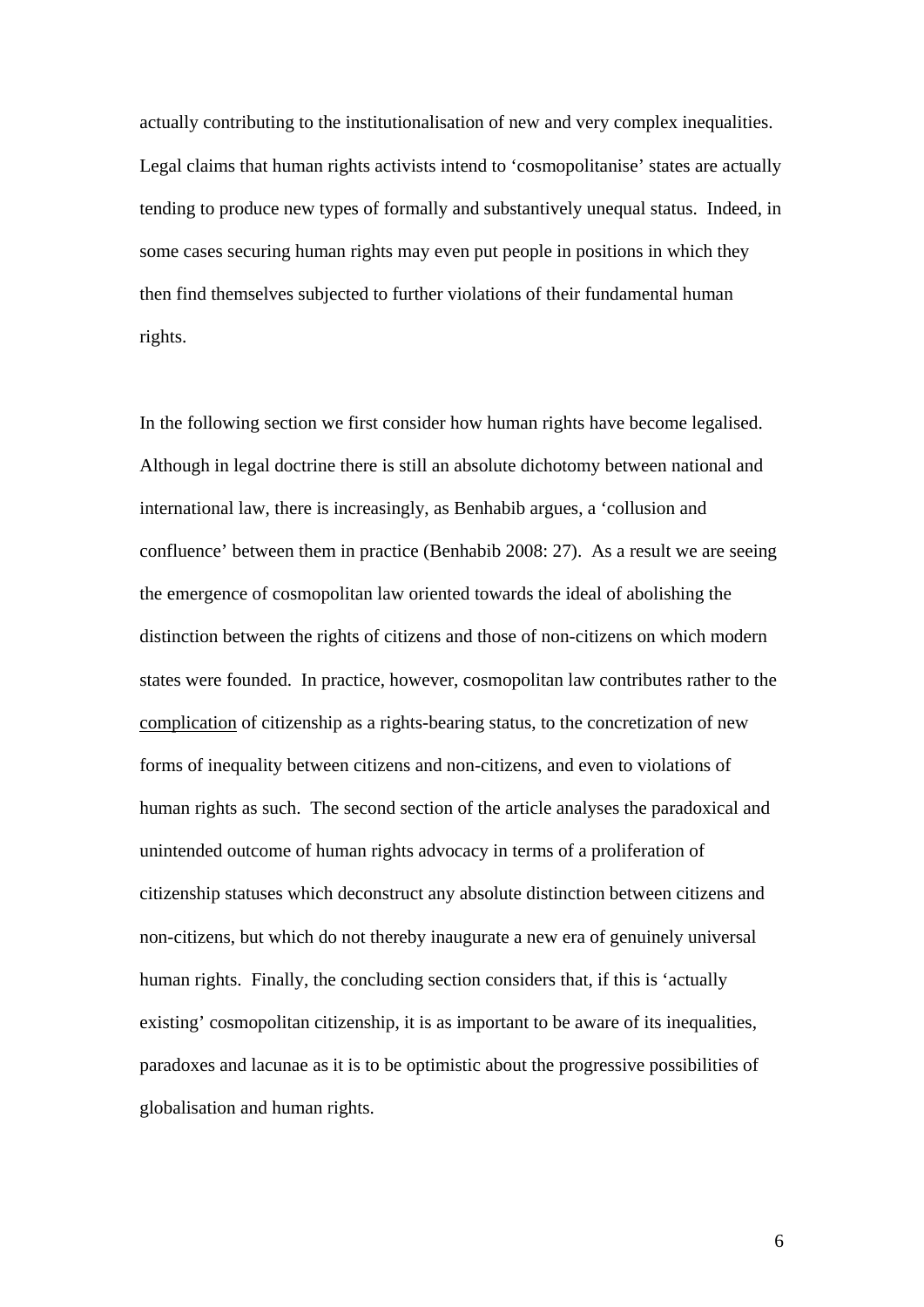actually contributing to the institutionalisation of new and very complex inequalities. Legal claims that human rights activists intend to 'cosmopolitanise' states are actually tending to produce new types of formally and substantively unequal status. Indeed, in some cases securing human rights may even put people in positions in which they then find themselves subjected to further violations of their fundamental human rights.

In the following section we first consider how human rights have become legalised. Although in legal doctrine there is still an absolute dichotomy between national and international law, there is increasingly, as Benhabib argues, a 'collusion and confluence' between them in practice (Benhabib 2008: 27). As a result we are seeing the emergence of cosmopolitan law oriented towards the ideal of abolishing the distinction between the rights of citizens and those of non-citizens on which modern states were founded. In practice, however, cosmopolitan law contributes rather to the <u>complication</u> of citizenship as a rights-bearing status, to the concretization of new forms of inequality between citizens and non-citizens, and even to violations of human rights as such. The second section of the article analyses the paradoxical and unintended outcome of human rights advocacy in terms of a proliferation of citizenship statuses which deconstruct any absolute distinction between citizens and non-citizens, but which do not thereby inaugurate a new era of genuinely universal human rights. Finally, the concluding section considers that, if this is 'actually existing' cosmopolitan citizenship, it is as important to be aware of its inequalities, paradoxes and lacunae as it is to be optimistic about the progressive possibilities of globalisation and human rights.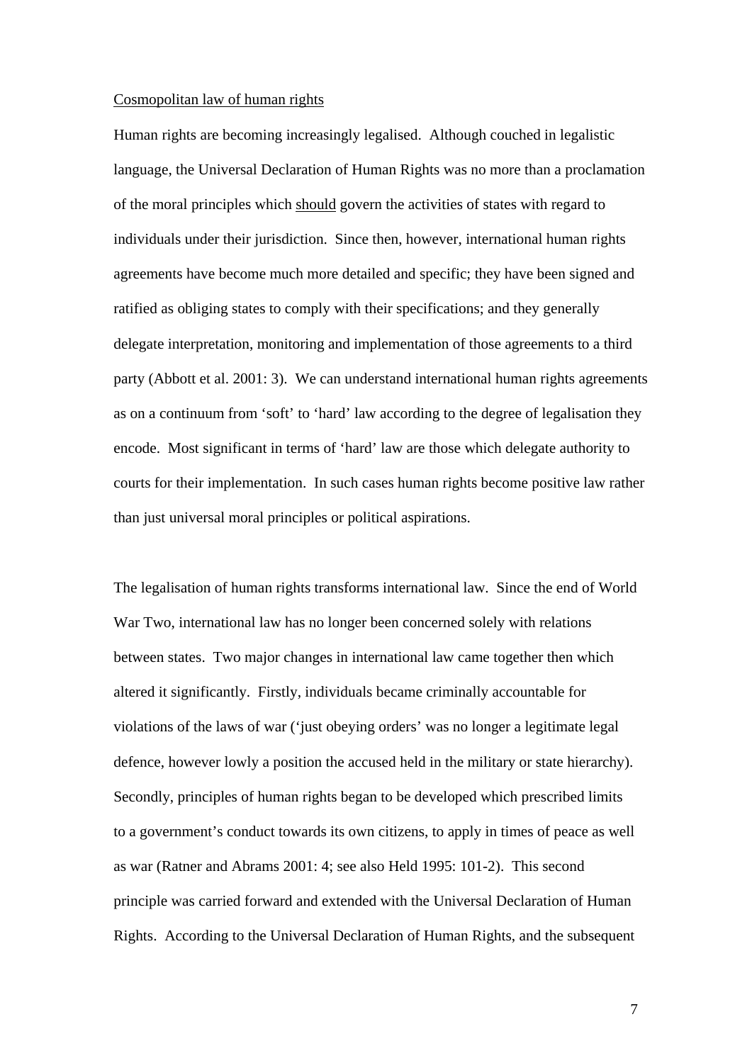Cosmopolitan law of human rights

Human rights are becoming increasingly legalised. Although couched in legalistic language, the Universal Declaration of Human Rights was no more than a proclamation of the moral principles which should govern the activities of states with regard to individuals under their jurisdiction. Since then, however, international human rights agreements have become much more detailed and specific; they have been signed and ratified as obliging states to comply with their specifications; and they generally delegate interpretation, monitoring and implementation of those agreements to a third party (Abbott et al. 2001: 3). We can understand international human rights agreements as on a continuum from 'soft' to 'hard' law according to the degree of legalisation they encode. Most significant in terms of 'hard' law are those which delegate authority to courts for their implementation. In such cases human rights become positive law rather than just universal moral principles or political aspirations.

The legalisation of human rights transforms international law. Since the end of World War Two, international law has no longer been concerned solely with relations between states. Two major changes in international law came together then which altered it significantly. Firstly, individuals became criminally accountable for violations of the laws of war ('just obeying orders' was no longer a legitimate legal defence, however lowly a position the accused held in the military or state hierarchy). Secondly, principles of human rights began to be developed which prescribed limits to a government's conduct towards its own citizens, to apply in times of peace as well as war (Ratner and Abrams 2001: 4; see also Held 1995: 101-2). This second principle was carried forward and extended with the Universal Declaration of Human Rights. According to the Universal Declaration of Human Rights, and the subsequent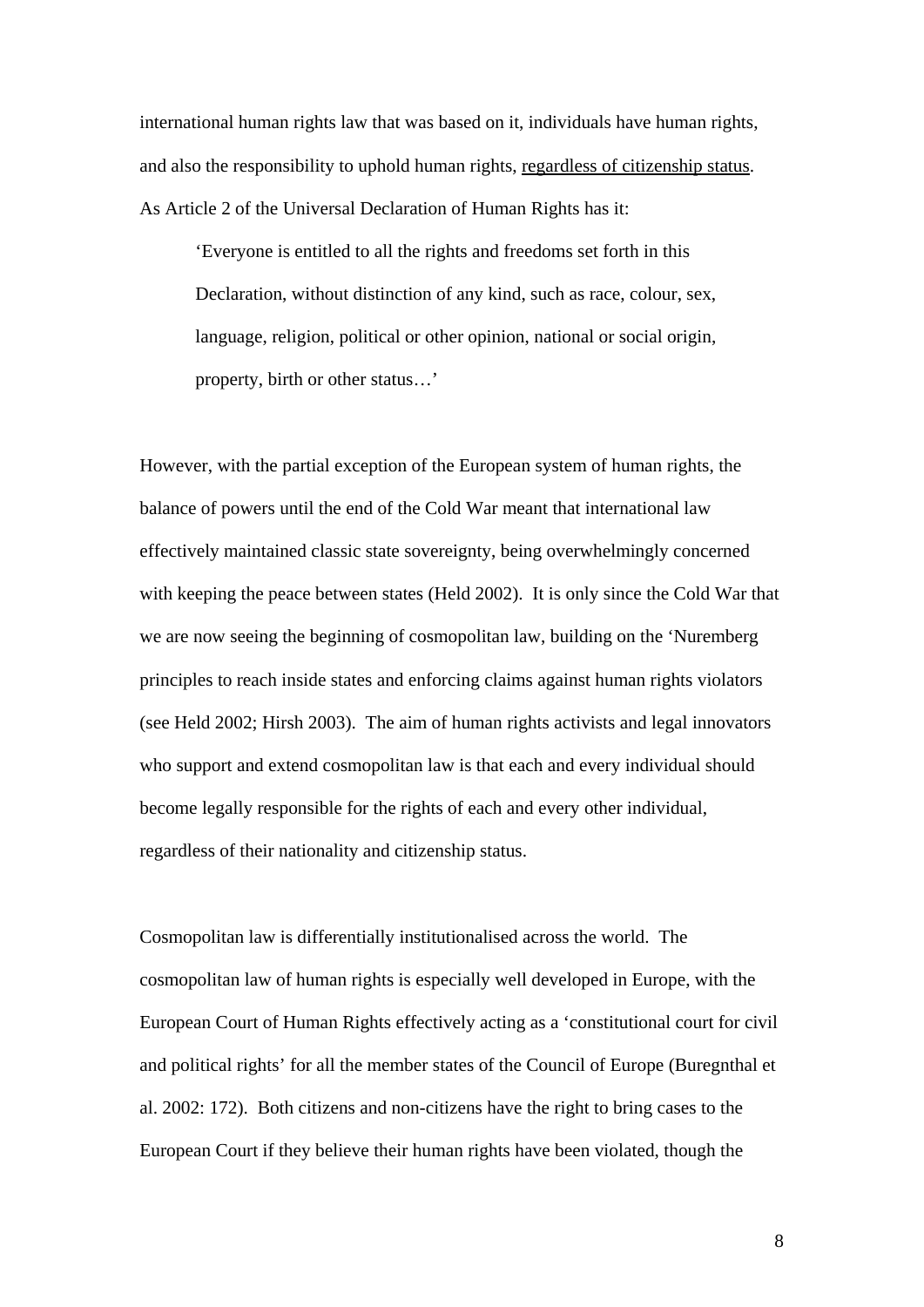international human rights law that was based on it, individuals have human rights, and also the responsibility to uphold human rights, <u>regardless of citizenship status</u>. As Article 2 of the Universal Declaration of Human Rights has it:

> 'Everyone is entitled to all the rights and freedoms set forth in this Declaration, without distinction of any kind, such as race, colour, sex, language, religion, political or other opinion, national or social origin, property, birth or other status…'

However, with the partial exception of the European system of human rights, the balance of powers until the end of the Cold War meant that international law effectively maintained classic state sovereignty, being overwhelmingly concerned with keeping the peace between states (Held 2002). It is only since the Cold War that we are now seeing the beginning of cosmopolitan law, building on the 'Nuremberg principles to reach inside states and enforcing claims against human rights violators (see Held 2002; Hirsh 2003). The aim of human rights activists and legal innovators who support and extend cosmopolitan law is that each and every individual should become legally responsible for the rights of each and every other individual, regardless of their nationality and citizenship status.

Cosmopolitan law is differentially institutionalised across the world. The cosmopolitan law of human rights is especially well developed in Europe, with the European Court of Human Rights effectively acting as a 'constitutional court for civil and political rights' for all the member states of the Council of Europe (Buregnthal et al. 2002: 172). Both citizens and non-citizens have the right to bring cases to the European Court if they believe their human rights have been violated, though the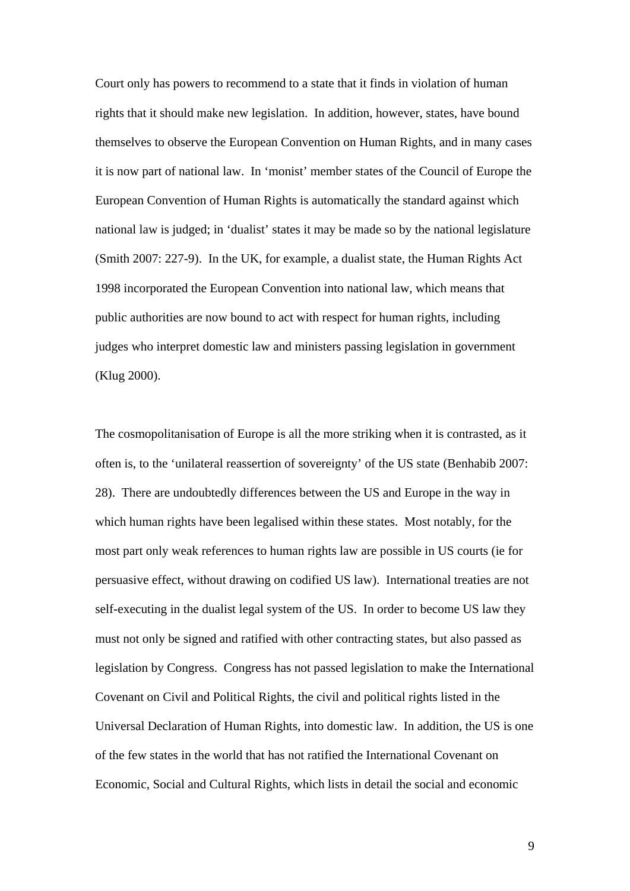Court only has powers to recommend to a state that it finds in violation of human rights that it should make new legislation. In addition, however, states, have bound themselves to observe the European Convention on Human Rights, and in many cases it is now part of national law. In 'monist' member states of the Council of Europe the European Convention of Human Rights is automatically the standard against which national law is judged; in 'dualist' states it may be made so by the national legislature (Smith 2007: 227-9). In the UK, for example, a dualist state, the Human Rights Act 1998 incorporated the European Convention into national law, which means that public authorities are now bound to act with respect for human rights, including judges who interpret domestic law and ministers passing legislation in government (Klug 2000).

The cosmopolitanisation of Europe is all the more striking when it is contrasted, as it often is, to the 'unilateral reassertion of sovereignty' of the US state (Benhabib 2007: 28). There are undoubtedly differences between the US and Europe in the way in which human rights have been legalised within these states. Most notably, for the most part only weak references to human rights law are possible in US courts (ie for persuasive effect, without drawing on codified US law). International treaties are not self-executing in the dualist legal system of the US. In order to become US law they must not only be signed and ratified with other contracting states, but also passed as legislation by Congress. Congress has not passed legislation to make the International Covenant on Civil and Political Rights, the civil and political rights listed in the Universal Declaration of Human Rights, into domestic law. In addition, the US is one of the few states in the world that has not ratified the International Covenant on Economic, Social and Cultural Rights, which lists in detail the social and economic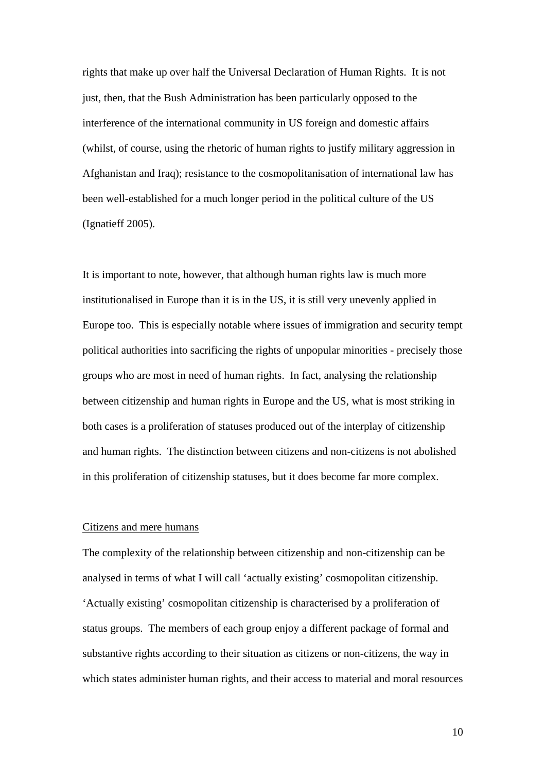rights that make up over half the Universal Declaration of Human Rights. It is not just, then, that the Bush Administration has been particularly opposed to the interference of the international community in US foreign and domestic affairs (whilst, of course, using the rhetoric of human rights to justify military aggression in Afghanistan and Iraq); resistance to the cosmopolitanisation of international law has been well-established for a much longer period in the political culture of the US (Ignatieff 2005).

It is important to note, however, that although human rights law is much more institutionalised in Europe than it is in the US, it is still very unevenly applied in Europe too. This is especially notable where issues of immigration and security tempt political authorities into sacrificing the rights of unpopular minorities - precisely those groups who are most in need of human rights. In fact, analysing the relationship between citizenship and human rights in Europe and the US, what is most striking in both cases is a proliferation of statuses produced out of the interplay of citizenship and human rights. The distinction between citizens and non-citizens is not abolished in this proliferation of citizenship statuses, but it does become far more complex.

## Citizens and mere humans

The complexity of the relationship between citizenship and non-citizenship can be analysed in terms of what I will call 'actually existing' cosmopolitan citizenship. 'Actually existing' cosmopolitan citizenship is characterised by a proliferation of status groups. The members of each group enjoy a different package of formal and substantive rights according to their situation as citizens or non-citizens, the way in which states administer human rights, and their access to material and moral resources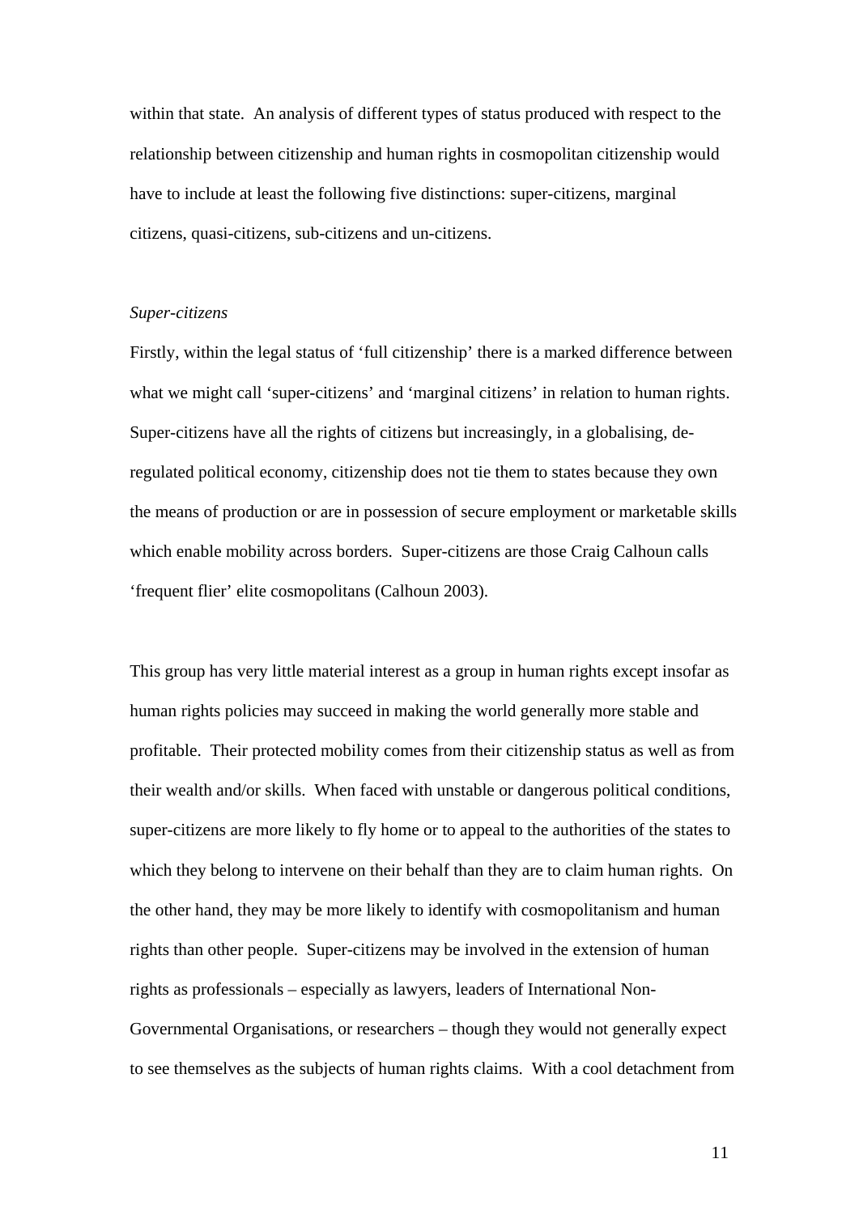within that state. An analysis of different types of status produced with respect to the relationship between citizenship and human rights in cosmopolitan citizenship would have to include at least the following five distinctions: super-citizens, marginal citizens, quasi-citizens, sub-citizens and un-citizens.

*Super-citizens*

Firstly, within the legal status of 'full citizenship' there is a marked difference between what we might call 'super-citizens' and 'marginal citizens' in relation to human rights. Super-citizens have all the rights of citizens but increasingly, in a globalising, de-regulated political economy, citizenship does not tie them to states because they own the means of production or are in possession of secure employment or marketable skills which enable mobility across borders. Super-citizens are those Craig Calhoun calls 'frequent flier' elite cosmopolitans (Calhoun 2003).

This group has very little material interest as a group in human rights except insofar as human rights policies may succeed in making the world generally more stable and profitable. Their protected mobility comes from their citizenship status as well as from their wealth and/or skills. When faced with unstable or dangerous political conditions, super-citizens are more likely to fly home or to appeal to the authorities of the states to which they belong to intervene on their behalf than they are to claim human rights. On the other hand, they may be more likely to identify with cosmopolitanism and human rights than other people. Super-citizens may be involved in the extension of human rights as professionals – especially as lawyers, leaders of International Non-Governmental Organisations, or researchers – though they would not generally expect to see themselves as the subjects of human rights claims. With a cool detachment from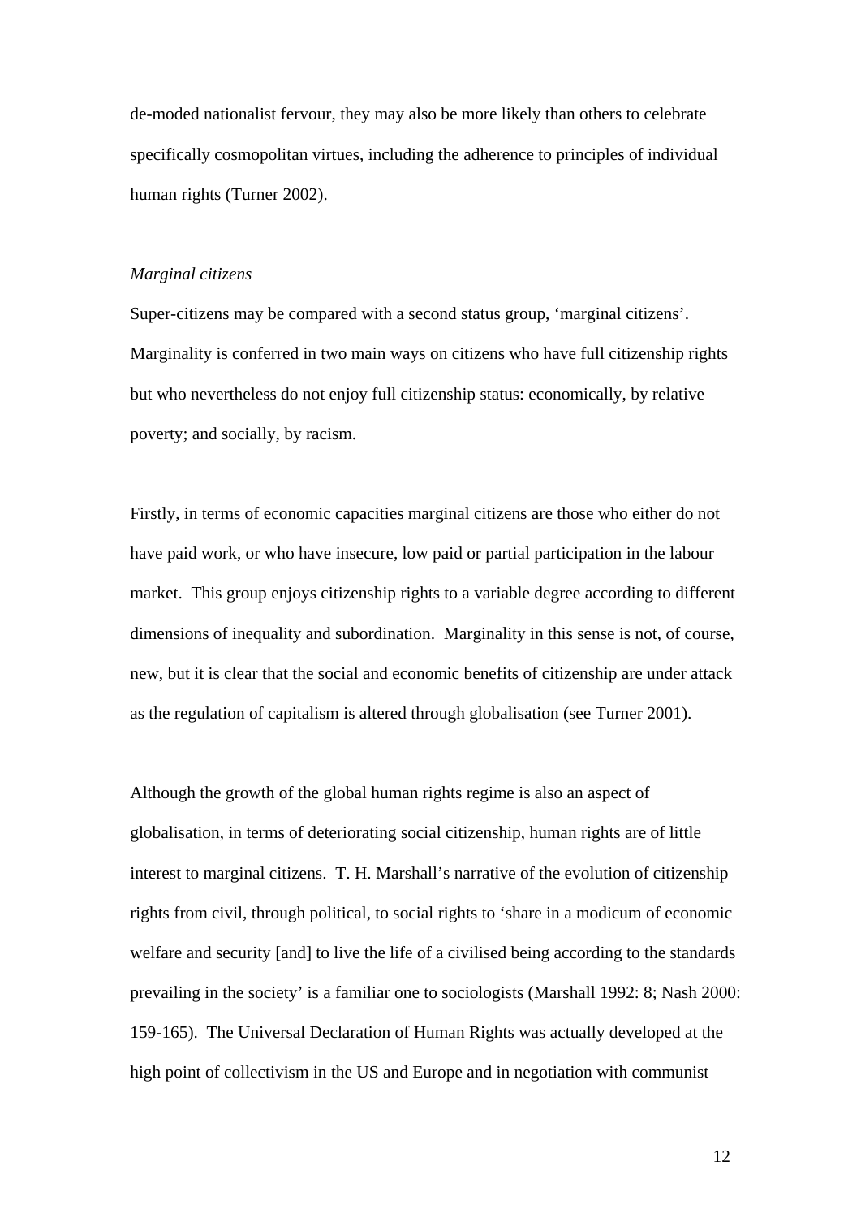de-moded nationalist fervour, they may also be more likely than others to celebrate specifically cosmopolitan virtues, including the adherence to principles of individual human rights (Turner 2002).

*Marginal citizens*

Super-citizens may be compared with a second status group, 'marginal citizens'. Marginality is conferred in two main ways on citizens who have full citizenship rights but who nevertheless do not enjoy full citizenship status: economically, by relative poverty; and socially, by racism.

Firstly, in terms of economic capacities marginal citizens are those who either do not have paid work, or who have insecure, low paid or partial participation in the labour market. This group enjoys citizenship rights to a variable degree according to different dimensions of inequality and subordination. Marginality in this sense is not, of course, new, but it is clear that the social and economic benefits of citizenship are under attack as the regulation of capitalism is altered through globalisation (see Turner 2001).

Although the growth of the global human rights regime is also an aspect of globalisation, in terms of deteriorating social citizenship, human rights are of little interest to marginal citizens. T. H. Marshall's narrative of the evolution of citizenship rights from civil, through political, to social rights to 'share in a modicum of economic welfare and security [and] to live the life of a civilised being according to the standards prevailing in the society' is a familiar one to sociologists (Marshall 1992: 8; Nash 2000: 159-165). The Universal Declaration of Human Rights was actually developed at the high point of collectivism in the US and Europe and in negotiation with communist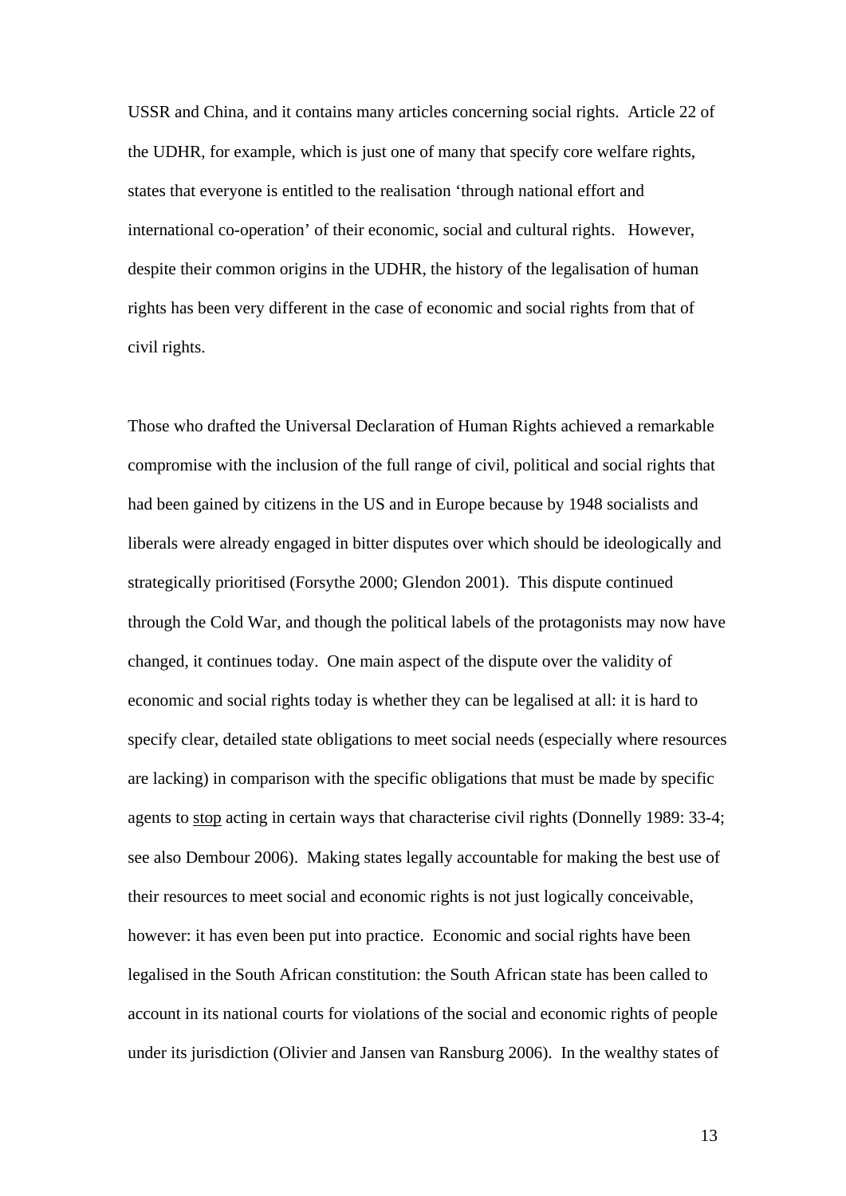USSR and China, and it contains many articles concerning social rights. Article 22 of the UDHR, for example, which is just one of many that specify core welfare rights, states that everyone is entitled to the realisation 'through national effort and international co-operation' of their economic, social and cultural rights. However, despite their common origins in the UDHR, the history of the legalisation of human rights has been very different in the case of economic and social rights from that of civil rights.

Those who drafted the Universal Declaration of Human Rights achieved a remarkable compromise with the inclusion of the full range of civil, political and social rights that had been gained by citizens in the US and in Europe because by 1948 socialists and liberals were already engaged in bitter disputes over which should be ideologically and strategically prioritised (Forsythe 2000; Glendon 2001). This dispute continued through the Cold War, and though the political labels of the protagonists may now have changed, it continues today. One main aspect of the dispute over the validity of economic and social rights today is whether they can be legalised at all: it is hard to specify clear, detailed state obligations to meet social needs (especially where resources are lacking) in comparison with the specific obligations that must be made by specific agents to stop acting in certain ways that characterise civil rights (Donnelly 1989: 33-4; see also Dembour 2006). Making states legally accountable for making the best use of their resources to meet social and economic rights is not just logically conceivable, however: it has even been put into practice. Economic and social rights have been legalised in the South African constitution: the South African state has been called to account in its national courts for violations of the social and economic rights of people under its jurisdiction (Olivier and Jansen van Ransburg 2006). In the wealthy states of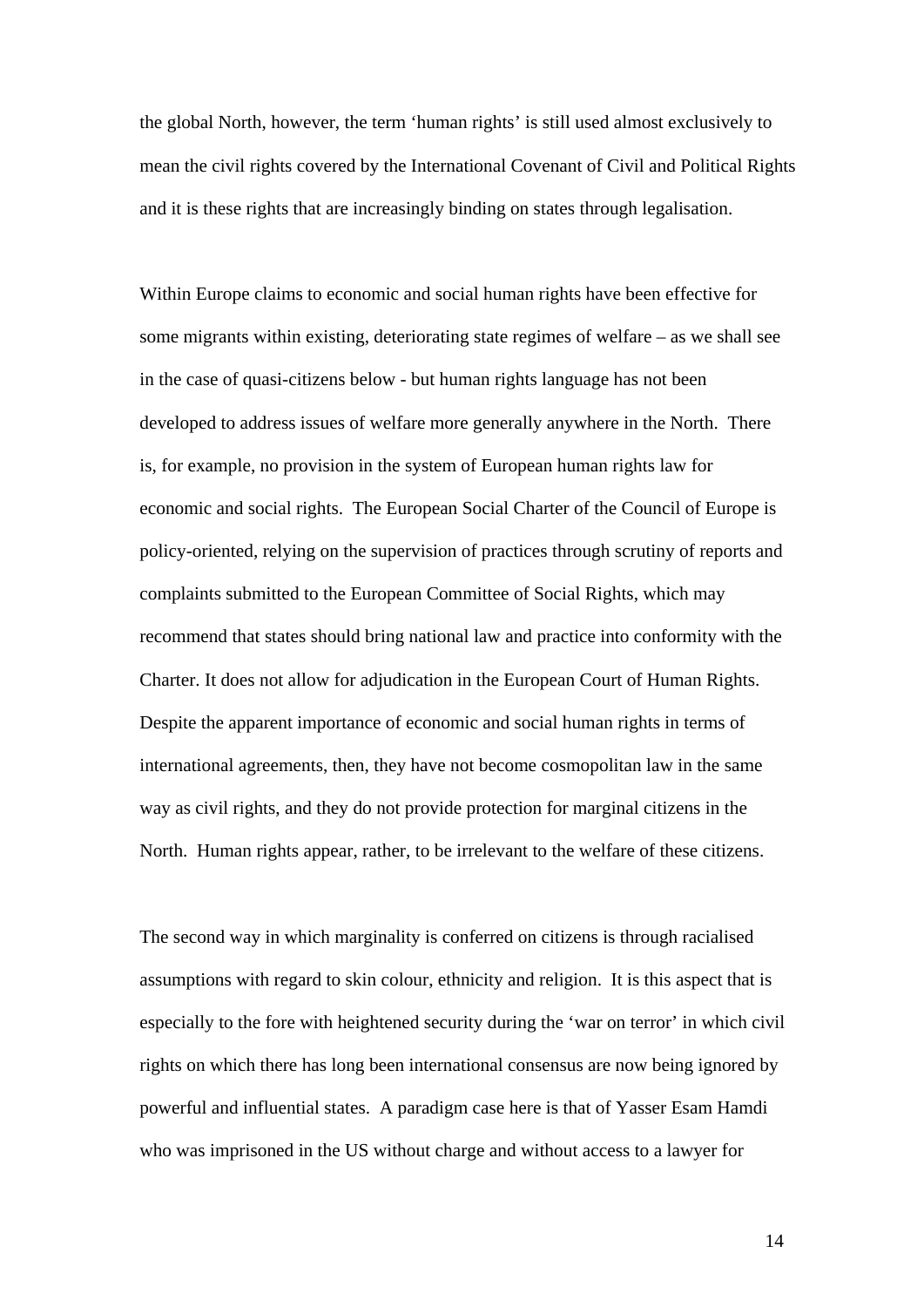the global North, however, the term 'human rights' is still used almost exclusively to mean the civil rights covered by the International Covenant of Civil and Political Rights and it is these rights that are increasingly binding on states through legalisation.

Within Europe claims to economic and social human rights have been effective for some migrants within existing, deteriorating state regimes of welfare – as we shall see in the case of quasi-citizens below - but human rights language has not been developed to address issues of welfare more generally anywhere in the North. There is, for example, no provision in the system of European human rights law for economic and social rights. The European Social Charter of the Council of Europe is policy-oriented, relying on the supervision of practices through scrutiny of reports and complaints submitted to the European Committee of Social Rights, which may recommend that states should bring national law and practice into conformity with the Charter. It does not allow for adjudication in the European Court of Human Rights. Despite the apparent importance of economic and social human rights in terms of international agreements, then, they have not become cosmopolitan law in the same way as civil rights, and they do not provide protection for marginal citizens in the North. Human rights appear, rather, to be irrelevant to the welfare of these citizens.

The second way in which marginality is conferred on citizens is through racialised assumptions with regard to skin colour, ethnicity and religion. It is this aspect that is especially to the fore with heightened security during the 'war on terror' in which civil rights on which there has long been international consensus are now being ignored by powerful and influential states. A paradigm case here is that of Yasser Esam Hamdi who was imprisoned in the US without charge and without access to a lawyer for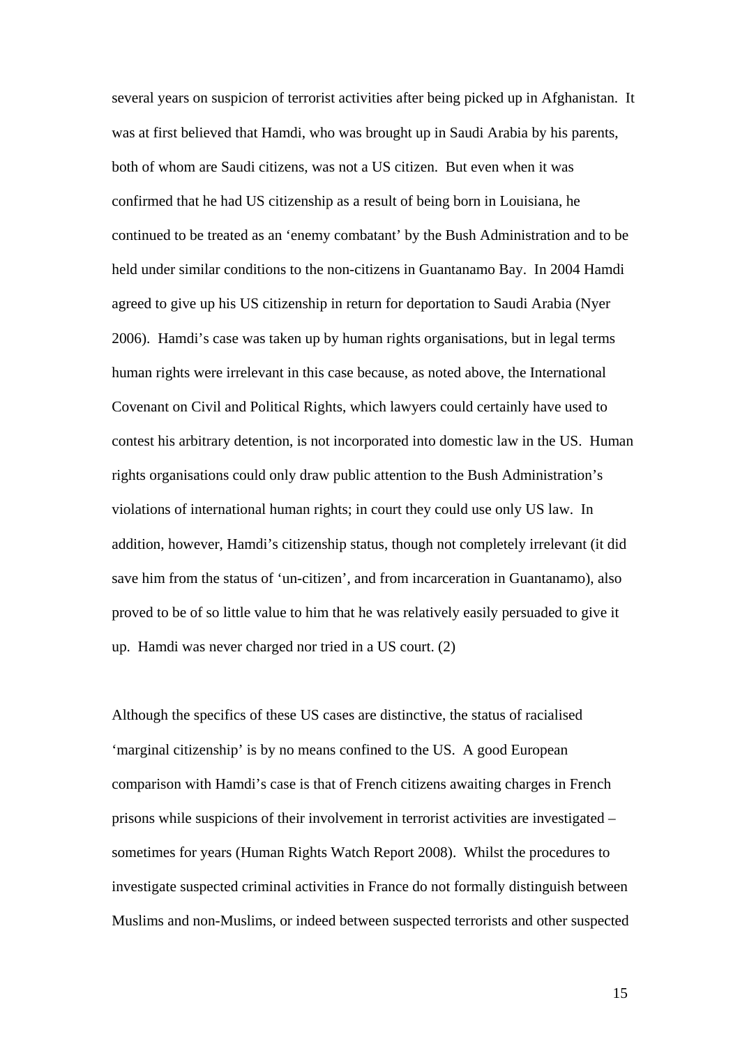several years on suspicion of terrorist activities after being picked up in Afghanistan. It was at first believed that Hamdi, who was brought up in Saudi Arabia by his parents, both of whom are Saudi citizens, was not a US citizen. But even when it was confirmed that he had US citizenship as a result of being born in Louisiana, he continued to be treated as an 'enemy combatant' by the Bush Administration and to be held under similar conditions to the non-citizens in Guantanamo Bay. In 2004 Hamdi agreed to give up his US citizenship in return for deportation to Saudi Arabia (Nyer 2006). Hamdi's case was taken up by human rights organisations, but in legal terms human rights were irrelevant in this case because, as noted above, the International Covenant on Civil and Political Rights, which lawyers could certainly have used to contest his arbitrary detention, is not incorporated into domestic law in the US. Human rights organisations could only draw public attention to the Bush Administration's violations of international human rights; in court they could use only US law. In addition, however, Hamdi's citizenship status, though not completely irrelevant (it did save him from the status of 'un-citizen', and from incarceration in Guantanamo), also proved to be of so little value to him that he was relatively easily persuaded to give it up. Hamdi was never charged nor tried in a US court. (2)

Although the specifics of these US cases are distinctive, the status of racialised 'marginal citizenship' is by no means confined to the US. A good European comparison with Hamdi's case is that of French citizens awaiting charges in French prisons while suspicions of their involvement in terrorist activities are investigated – sometimes for years (Human Rights Watch Report 2008). Whilst the procedures to investigate suspected criminal activities in France do not formally distinguish between Muslims and non-Muslims, or indeed between suspected terrorists and other suspected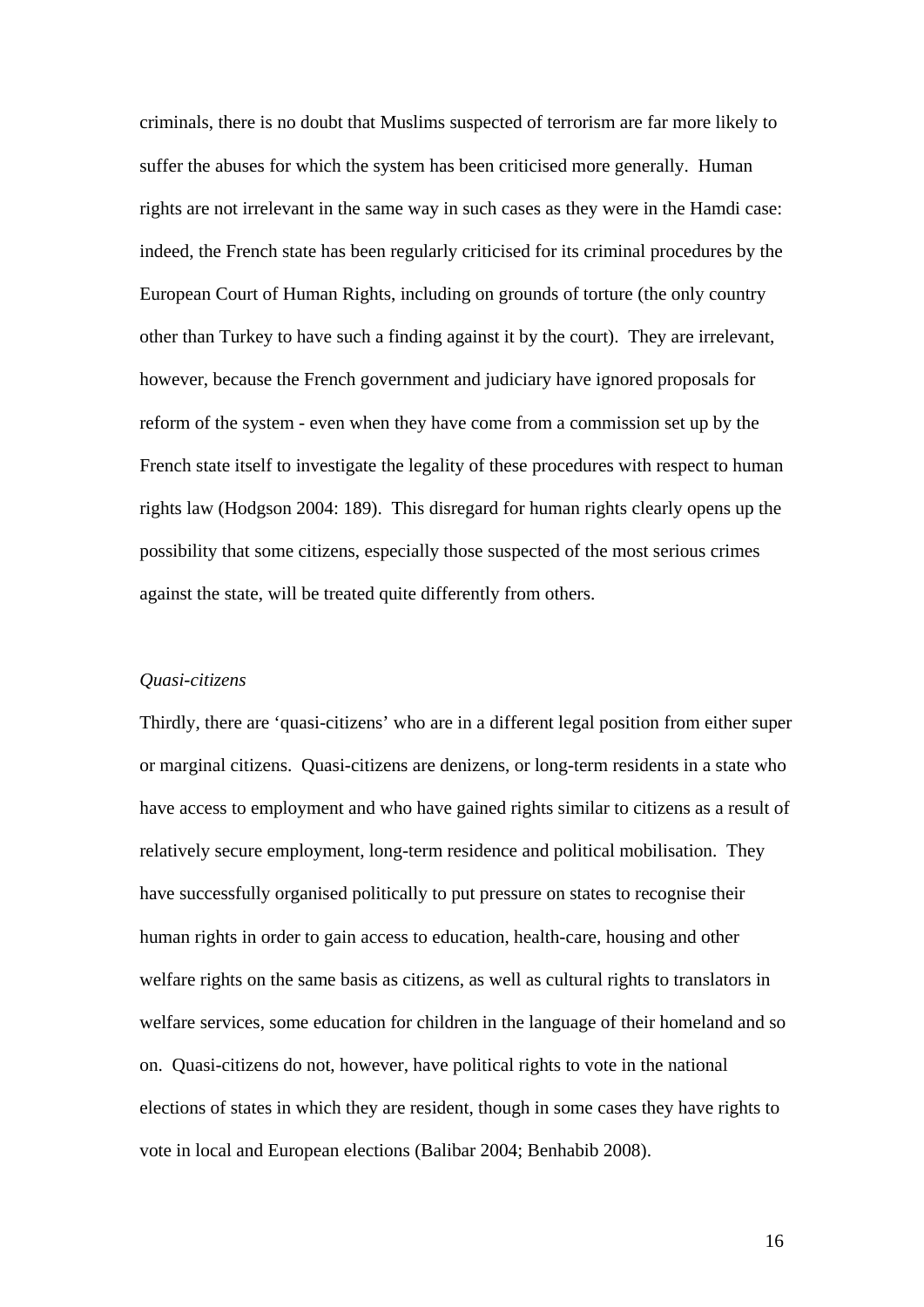criminals, there is no doubt that Muslims suspected of terrorism are far more likely to suffer the abuses for which the system has been criticised more generally. Human rights are not irrelevant in the same way in such cases as they were in the Hamdi case: indeed, the French state has been regularly criticised for its criminal procedures by the European Court of Human Rights, including on grounds of torture (the only country other than Turkey to have such a finding against it by the court). They are irrelevant, however, because the French government and judiciary have ignored proposals for reform of the system - even when they have come from a commission set up by the French state itself to investigate the legality of these procedures with respect to human rights law (Hodgson 2004: 189). This disregard for human rights clearly opens up the possibility that some citizens, especially those suspected of the most serious crimes against the state, will be treated quite differently from others.

*Quasi-citizens*

Thirdly, there are 'quasi-citizens' who are in a different legal position from either super or marginal citizens. Quasi-citizens are denizens, or long-term residents in a state who have access to employment and who have gained rights similar to citizens as a result of relatively secure employment, long-term residence and political mobilisation. They have successfully organised politically to put pressure on states to recognise their human rights in order to gain access to education, health-care, housing and other welfare rights on the same basis as citizens, as well as cultural rights to translators in welfare services, some education for children in the language of their homeland and so on. Quasi-citizens do not, however, have political rights to vote in the national elections of states in which they are resident, though in some cases they have rights to vote in local and European elections (Balibar 2004; Benhabib 2008).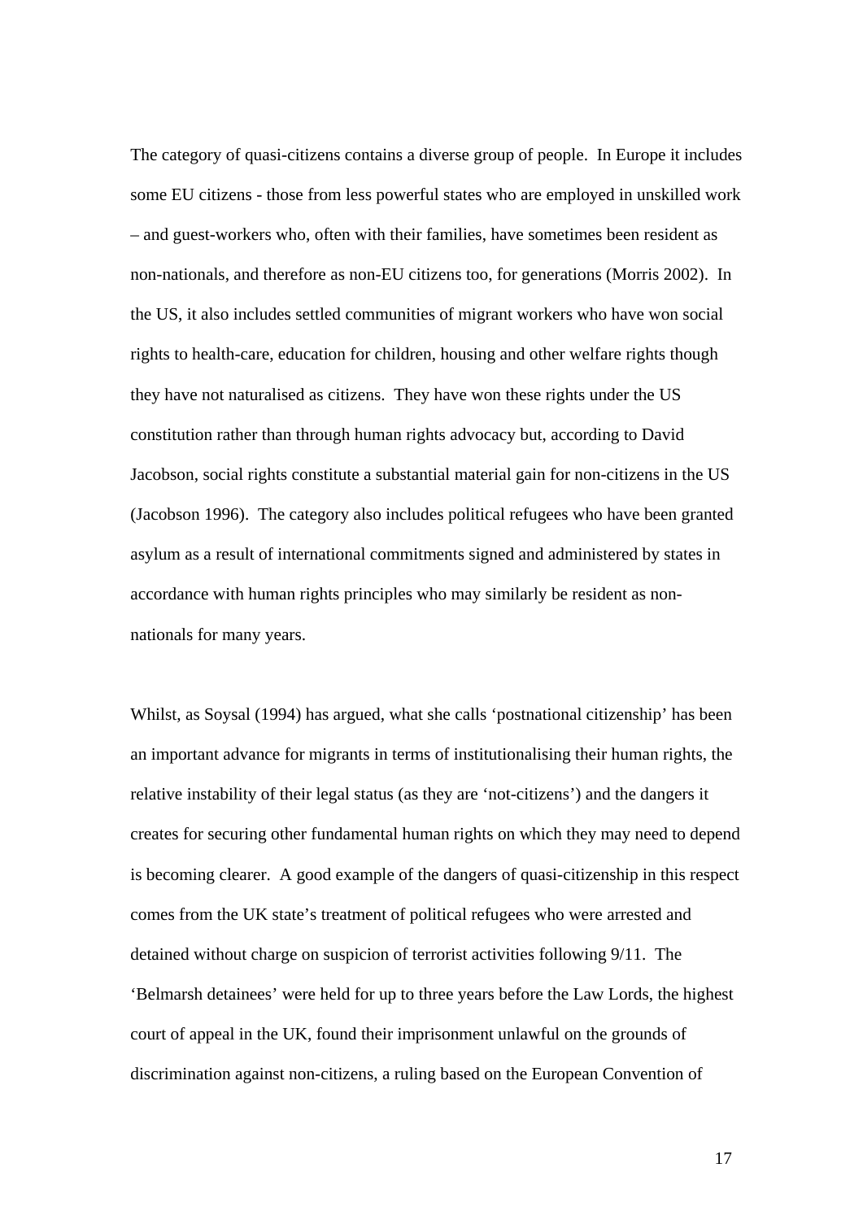The category of quasi-citizens contains a diverse group of people. In Europe it includes some EU citizens - those from less powerful states who are employed in unskilled work – and guest-workers who, often with their families, have sometimes been resident as non-nationals, and therefore as non-EU citizens too, for generations (Morris 2002). In the US, it also includes settled communities of migrant workers who have won social rights to health-care, education for children, housing and other welfare rights though they have not naturalised as citizens. They have won these rights under the US constitution rather than through human rights advocacy but, according to David Jacobson, social rights constitute a substantial material gain for non-citizens in the US (Jacobson 1996). The category also includes political refugees who have been granted asylum as a result of international commitments signed and administered by states in accordance with human rights principles who may similarly be resident as non-nationals for many years.

Whilst, as Soysal (1994) has argued, what she calls 'postnational citizenship' has been an important advance for migrants in terms of institutionalising their human rights, the relative instability of their legal status (as they are 'not-citizens') and the dangers it creates for securing other fundamental human rights on which they may need to depend is becoming clearer. A good example of the dangers of quasi-citizenship in this respect comes from the UK state's treatment of political refugees who were arrested and detained without charge on suspicion of terrorist activities following 9/11. The 'Belmarsh detainees' were held for up to three years before the Law Lords, the highest court of appeal in the UK, found their imprisonment unlawful on the grounds of discrimination against non-citizens, a ruling based on the European Convention of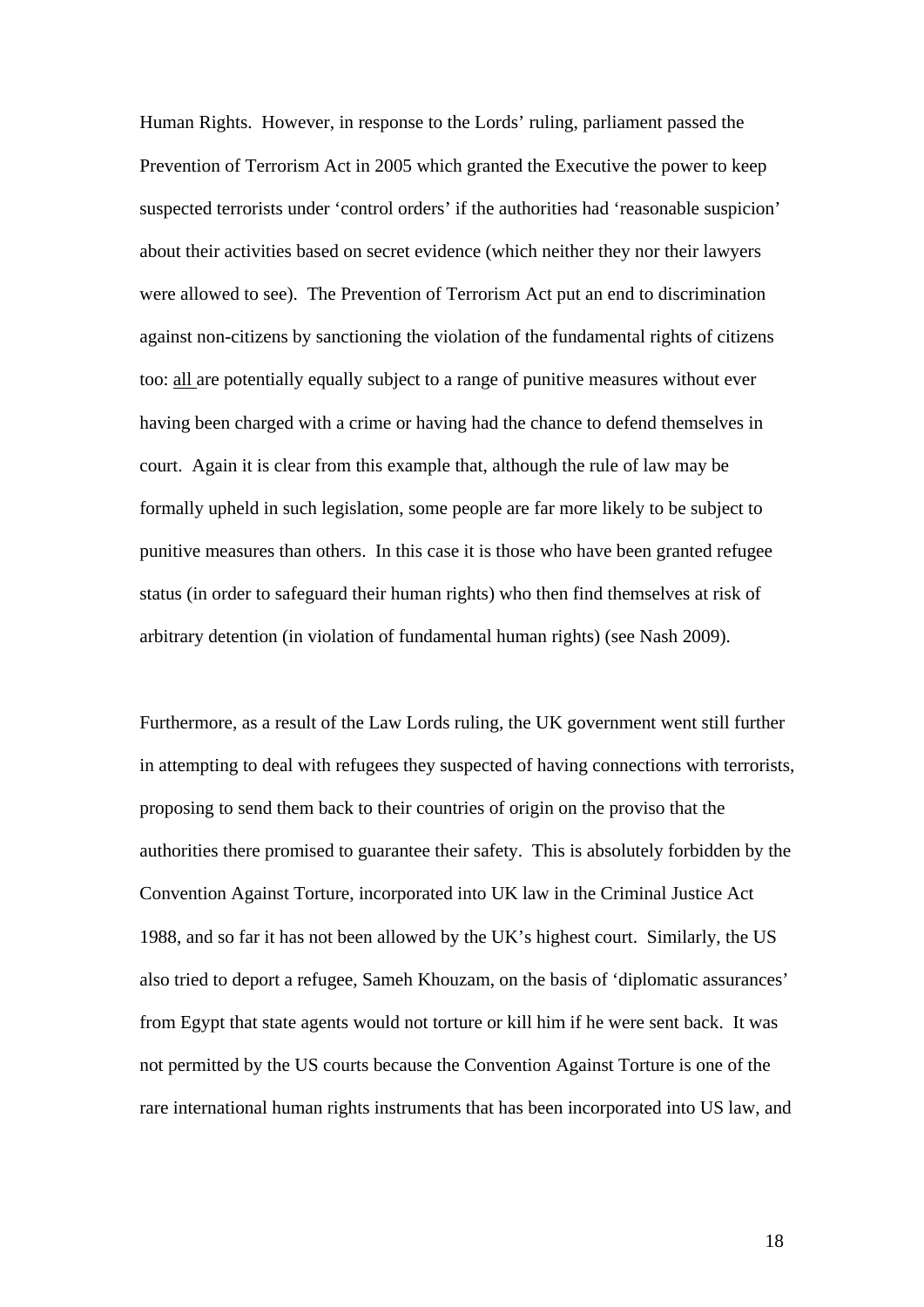Human Rights. However, in response to the Lords' ruling, parliament passed the Prevention of Terrorism Act in 2005 which granted the Executive the power to keep suspected terrorists under 'control orders' if the authorities had 'reasonable suspicion' about their activities based on secret evidence (which neither they nor their lawyers were allowed to see). The Prevention of Terrorism Act put an end to discrimination against non-citizens by sanctioning the violation of the fundamental rights of citizens too: <u>all</u> are potentially equally subject to a range of punitive measures without ever having been charged with a crime or having had the chance to defend themselves in court. Again it is clear from this example that, although the rule of law may be formally upheld in such legislation, some people are far more likely to be subject to punitive measures than others. In this case it is those who have been granted refugee status (in order to safeguard their human rights) who then find themselves at risk of arbitrary detention (in violation of fundamental human rights) (see Nash 2009).

Furthermore, as a result of the Law Lords ruling, the UK government went still further in attempting to deal with refugees they suspected of having connections with terrorists, proposing to send them back to their countries of origin on the proviso that the authorities there promised to guarantee their safety. This is absolutely forbidden by the Convention Against Torture, incorporated into UK law in the Criminal Justice Act 1988, and so far it has not been allowed by the UK's highest court. Similarly, the US also tried to deport a refugee, Sameh Khouzam, on the basis of 'diplomatic assurances' from Egypt that state agents would not torture or kill him if he were sent back. It was not permitted by the US courts because the Convention Against Torture is one of the rare international human rights instruments that has been incorporated into US law, and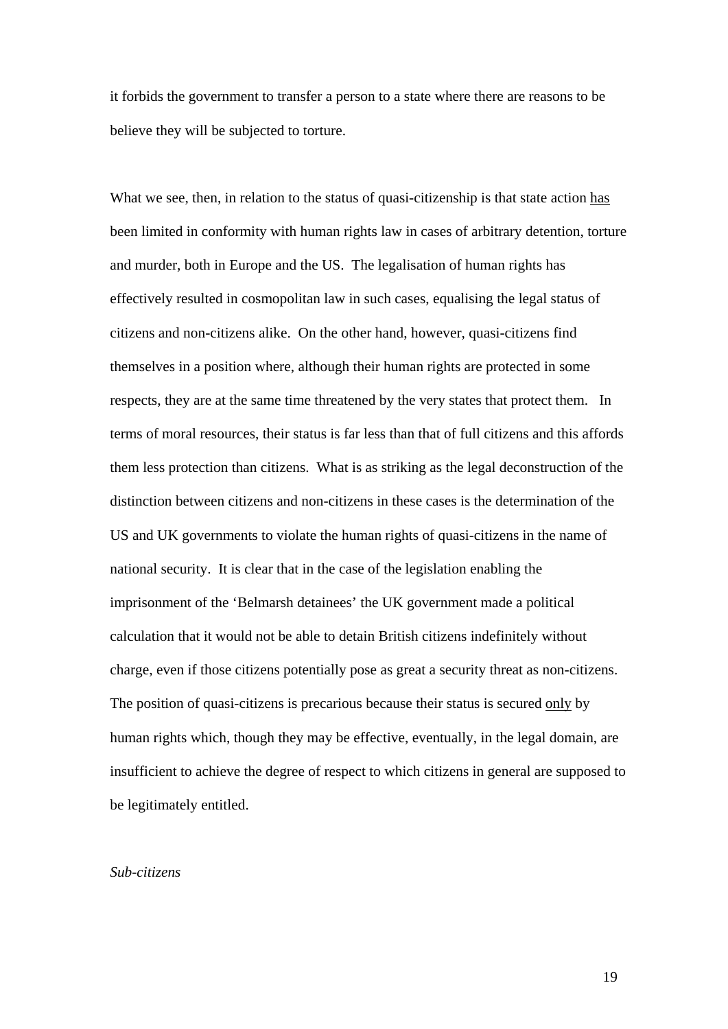it forbids the government to transfer a person to a state where there are reasons to be believe they will be subjected to torture.

What we see, then, in relation to the status of quasi-citizenship is that state action <u>has</u> been limited in conformity with human rights law in cases of arbitrary detention, torture and murder, both in Europe and the US. The legalisation of human rights has effectively resulted in cosmopolitan law in such cases, equalising the legal status of citizens and non-citizens alike. On the other hand, however, quasi-citizens find themselves in a position where, although their human rights are protected in some respects, they are at the same time threatened by the very states that protect them. In terms of moral resources, their status is far less than that of full citizens and this affords them less protection than citizens. What is as striking as the legal deconstruction of the distinction between citizens and non-citizens in these cases is the determination of the US and UK governments to violate the human rights of quasi-citizens in the name of national security. It is clear that in the case of the legislation enabling the imprisonment of the 'Belmarsh detainees' the UK government made a political calculation that it would not be able to detain British citizens indefinitely without charge, even if those citizens potentially pose as great a security threat as non-citizens. The position of quasi-citizens is precarious because their status is secured <u>only</u> by human rights which, though they may be effective, eventually, in the legal domain, are insufficient to achieve the degree of respect to which citizens in general are supposed to be legitimately entitled.

*Sub-citizens*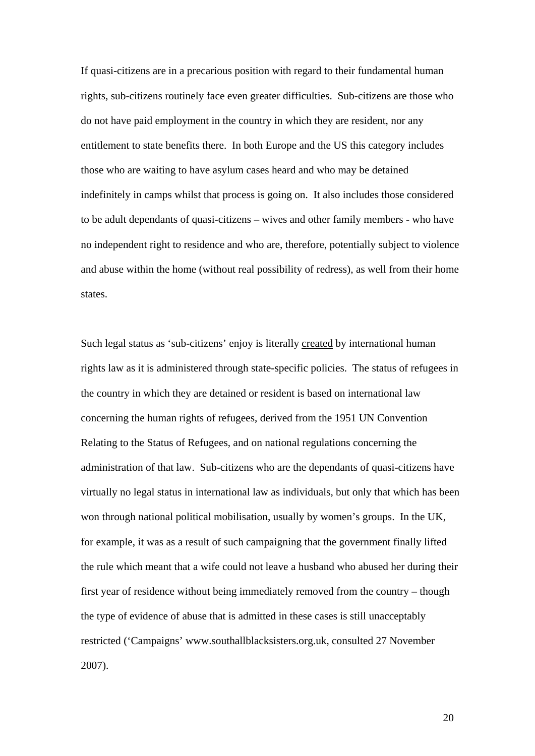If quasi-citizens are in a precarious position with regard to their fundamental human rights, sub-citizens routinely face even greater difficulties. Sub-citizens are those who do not have paid employment in the country in which they are resident, nor any entitlement to state benefits there. In both Europe and the US this category includes those who are waiting to have asylum cases heard and who may be detained indefinitely in camps whilst that process is going on. It also includes those considered to be adult dependants of quasi-citizens – wives and other family members - who have no independent right to residence and who are, therefore, potentially subject to violence and abuse within the home (without real possibility of redress), as well from their home states.

Such legal status as 'sub-citizens' enjoy is literally <u>created</u> by international human rights law as it is administered through state-specific policies. The status of refugees in the country in which they are detained or resident is based on international law concerning the human rights of refugees, derived from the 1951 UN Convention Relating to the Status of Refugees, and on national regulations concerning the administration of that law. Sub-citizens who are the dependants of quasi-citizens have virtually no legal status in international law as individuals, but only that which has been won through national political mobilisation, usually by women's groups. In the UK, for example, it was as a result of such campaigning that the government finally lifted the rule which meant that a wife could not leave a husband who abused her during their first year of residence without being immediately removed from the country – though the type of evidence of abuse that is admitted in these cases is still unacceptably restricted ('Campaigns' www.southallblacksisters.org.uk, consulted 27 November 2007).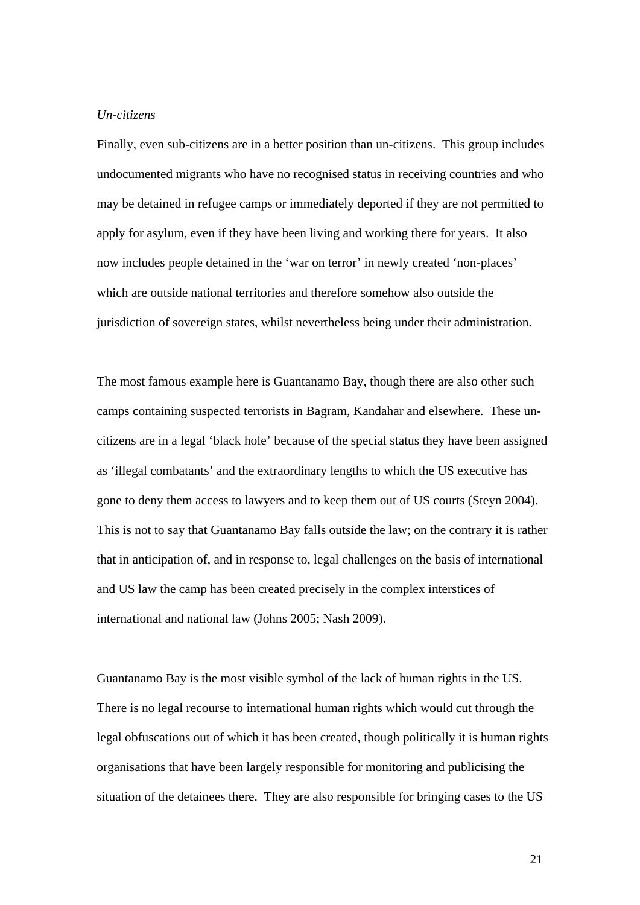*Un-citizens*

Finally, even sub-citizens are in a better position than un-citizens. This group includes undocumented migrants who have no recognised status in receiving countries and who may be detained in refugee camps or immediately deported if they are not permitted to apply for asylum, even if they have been living and working there for years. It also now includes people detained in the 'war on terror' in newly created 'non-places' which are outside national territories and therefore somehow also outside the jurisdiction of sovereign states, whilst nevertheless being under their administration.

The most famous example here is Guantanamo Bay, though there are also other such camps containing suspected terrorists in Bagram, Kandahar and elsewhere. These un-citizens are in a legal 'black hole' because of the special status they have been assigned as 'illegal combatants' and the extraordinary lengths to which the US executive has gone to deny them access to lawyers and to keep them out of US courts (Steyn 2004). This is not to say that Guantanamo Bay falls outside the law; on the contrary it is rather that in anticipation of, and in response to, legal challenges on the basis of international and US law the camp has been created precisely in the complex interstices of international and national law (Johns 2005; Nash 2009).

Guantanamo Bay is the most visible symbol of the lack of human rights in the US. There is no <u>legal</u> recourse to international human rights which would cut through the legal obfuscations out of which it has been created, though politically it is human rights organisations that have been largely responsible for monitoring and publicising the situation of the detainees there. They are also responsible for bringing cases to the US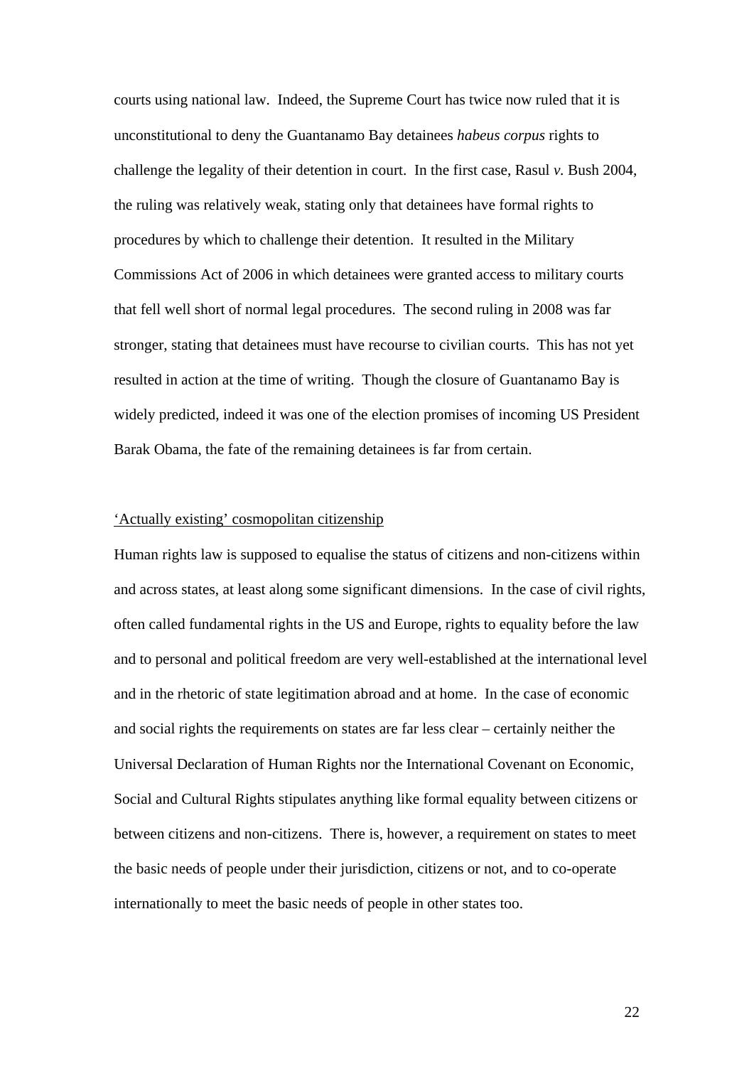courts using national law.  Indeed, the Supreme Court has twice now ruled that it is unconstitutional to deny the Guantanamo Bay detainees *habeus corpus* rights to challenge the legality of their detention in court.  In the first case, Rasul *v.* Bush 2004, the ruling was relatively weak, stating only that detainees have formal rights to procedures by which to challenge their detention.  It resulted in the Military Commissions Act of 2006 in which detainees were granted access to military courts that fell well short of normal legal procedures.  The second ruling in 2008 was far stronger, stating that detainees must have recourse to civilian courts.  This has not yet resulted in action at the time of writing.  Though the closure of Guantanamo Bay is widely predicted, indeed it was one of the election promises of incoming US President Barak Obama, the fate of the remaining detainees is far from certain.

## 'Actually existing' cosmopolitan citizenship

Human rights law is supposed to equalise the status of citizens and non-citizens within and across states, at least along some significant dimensions.  In the case of civil rights, often called fundamental rights in the US and Europe, rights to equality before the law and to personal and political freedom are very well-established at the international level and in the rhetoric of state legitimation abroad and at home.  In the case of economic and social rights the requirements on states are far less clear – certainly neither the Universal Declaration of Human Rights nor the International Covenant on Economic, Social and Cultural Rights stipulates anything like formal equality between citizens or between citizens and non-citizens.  There is, however, a requirement on states to meet the basic needs of people under their jurisdiction, citizens or not, and to co-operate internationally to meet the basic needs of people in other states too.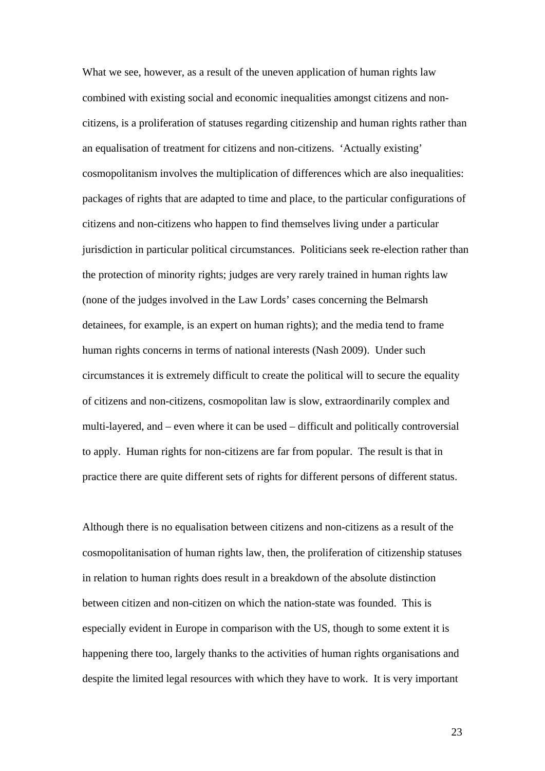What we see, however, as a result of the uneven application of human rights law combined with existing social and economic inequalities amongst citizens and non-citizens, is a proliferation of statuses regarding citizenship and human rights rather than an equalisation of treatment for citizens and non-citizens. 'Actually existing' cosmopolitanism involves the multiplication of differences which are also inequalities: packages of rights that are adapted to time and place, to the particular configurations of citizens and non-citizens who happen to find themselves living under a particular jurisdiction in particular political circumstances. Politicians seek re-election rather than the protection of minority rights; judges are very rarely trained in human rights law (none of the judges involved in the Law Lords' cases concerning the Belmarsh detainees, for example, is an expert on human rights); and the media tend to frame human rights concerns in terms of national interests (Nash 2009). Under such circumstances it is extremely difficult to create the political will to secure the equality of citizens and non-citizens, cosmopolitan law is slow, extraordinarily complex and multi-layered, and – even where it can be used – difficult and politically controversial to apply. Human rights for non-citizens are far from popular. The result is that in practice there are quite different sets of rights for different persons of different status.

Although there is no equalisation between citizens and non-citizens as a result of the cosmopolitanisation of human rights law, then, the proliferation of citizenship statuses in relation to human rights does result in a breakdown of the absolute distinction between citizen and non-citizen on which the nation-state was founded. This is especially evident in Europe in comparison with the US, though to some extent it is happening there too, largely thanks to the activities of human rights organisations and despite the limited legal resources with which they have to work. It is very important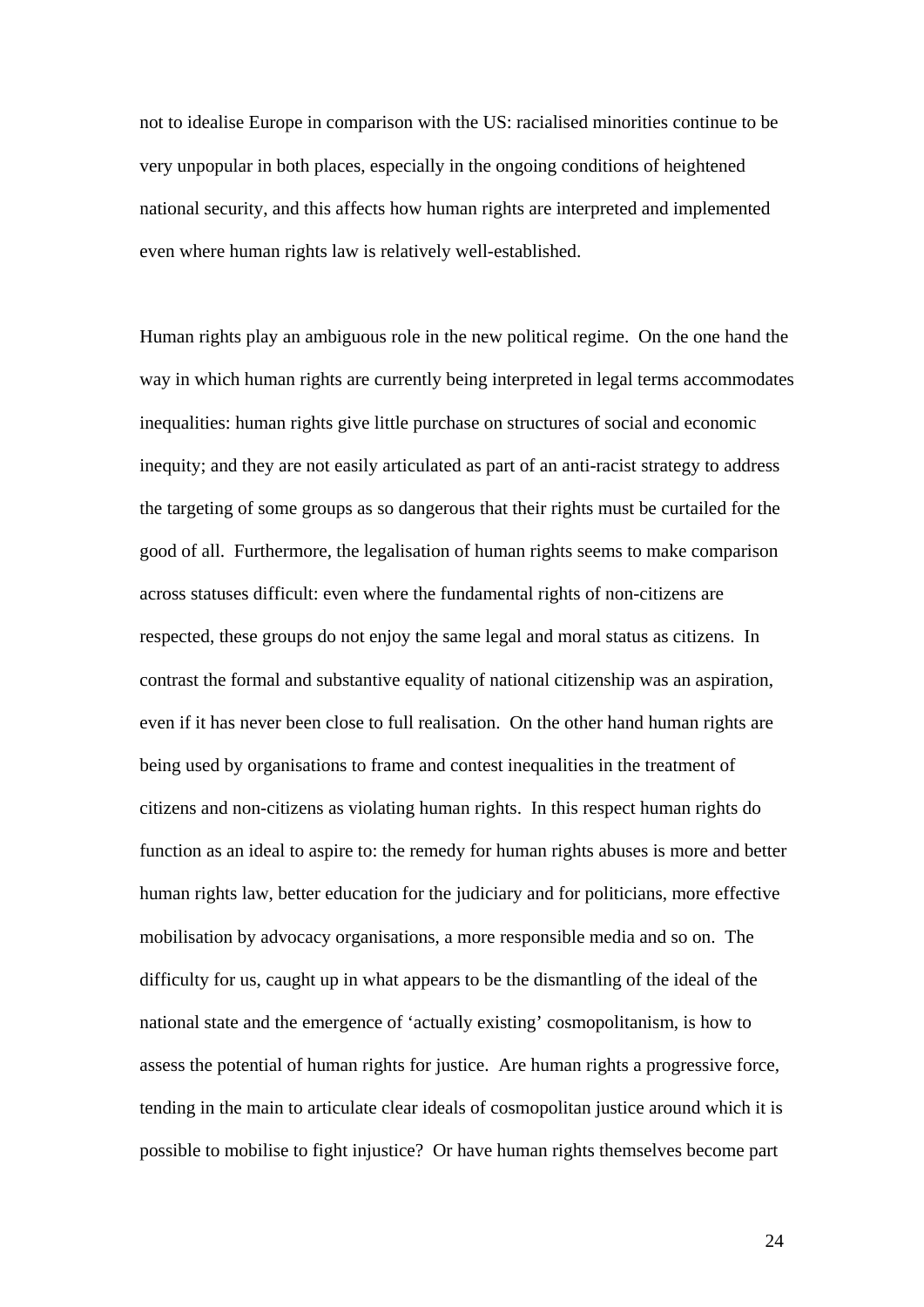not to idealise Europe in comparison with the US: racialised minorities continue to be very unpopular in both places, especially in the ongoing conditions of heightened national security, and this affects how human rights are interpreted and implemented even where human rights law is relatively well-established.

Human rights play an ambiguous role in the new political regime. On the one hand the way in which human rights are currently being interpreted in legal terms accommodates inequalities: human rights give little purchase on structures of social and economic inequity; and they are not easily articulated as part of an anti-racist strategy to address the targeting of some groups as so dangerous that their rights must be curtailed for the good of all. Furthermore, the legalisation of human rights seems to make comparison across statuses difficult: even where the fundamental rights of non-citizens are respected, these groups do not enjoy the same legal and moral status as citizens. In contrast the formal and substantive equality of national citizenship was an aspiration, even if it has never been close to full realisation. On the other hand human rights are being used by organisations to frame and contest inequalities in the treatment of citizens and non-citizens as violating human rights. In this respect human rights do function as an ideal to aspire to: the remedy for human rights abuses is more and better human rights law, better education for the judiciary and for politicians, more effective mobilisation by advocacy organisations, a more responsible media and so on. The difficulty for us, caught up in what appears to be the dismantling of the ideal of the national state and the emergence of 'actually existing' cosmopolitanism, is how to assess the potential of human rights for justice. Are human rights a progressive force, tending in the main to articulate clear ideals of cosmopolitan justice around which it is possible to mobilise to fight injustice? Or have human rights themselves become part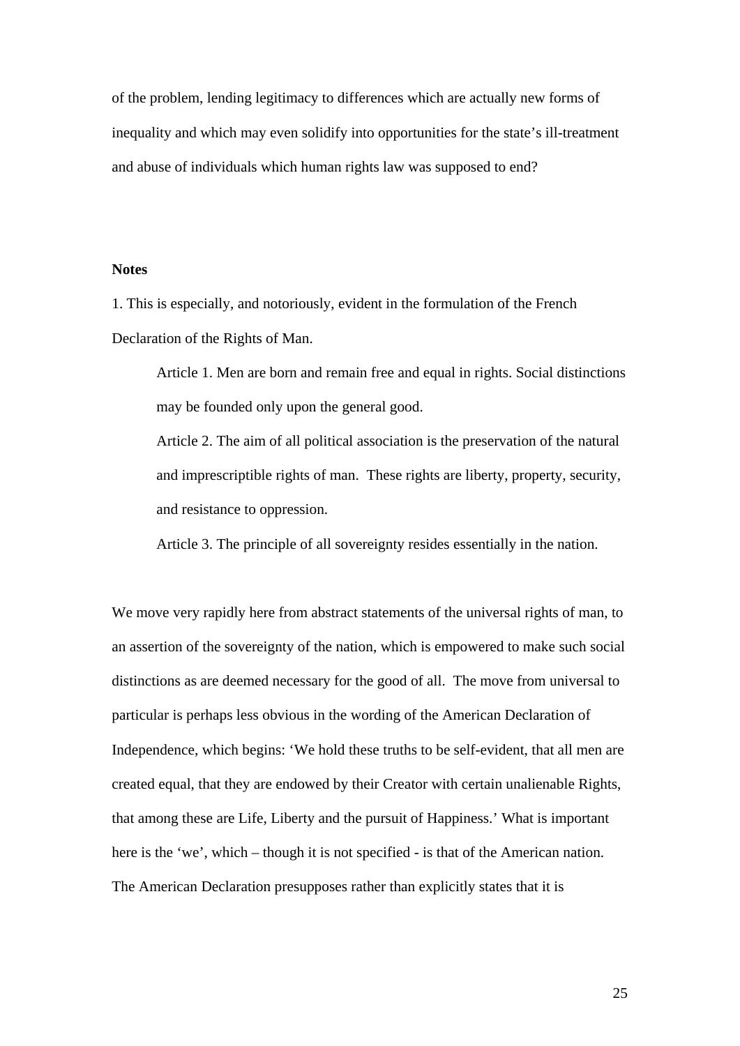of the problem, lending legitimacy to differences which are actually new forms of inequality and which may even solidify into opportunities for the state's ill-treatment and abuse of individuals which human rights law was supposed to end?

**Notes**

1. This is especially, and notoriously, evident in the formulation of the French Declaration of the Rights of Man.

> Article 1. Men are born and remain free and equal in rights. Social distinctions may be founded only upon the general good.
>
> Article 2. The aim of all political association is the preservation of the natural and imprescriptible rights of man. These rights are liberty, property, security, and resistance to oppression.
>
> Article 3. The principle of all sovereignty resides essentially in the nation.

We move very rapidly here from abstract statements of the universal rights of man, to an assertion of the sovereignty of the nation, which is empowered to make such social distinctions as are deemed necessary for the good of all. The move from universal to particular is perhaps less obvious in the wording of the American Declaration of Independence, which begins: 'We hold these truths to be self-evident, that all men are created equal, that they are endowed by their Creator with certain unalienable Rights, that among these are Life, Liberty and the pursuit of Happiness.' What is important here is the 'we', which – though it is not specified - is that of the American nation. The American Declaration presupposes rather than explicitly states that it is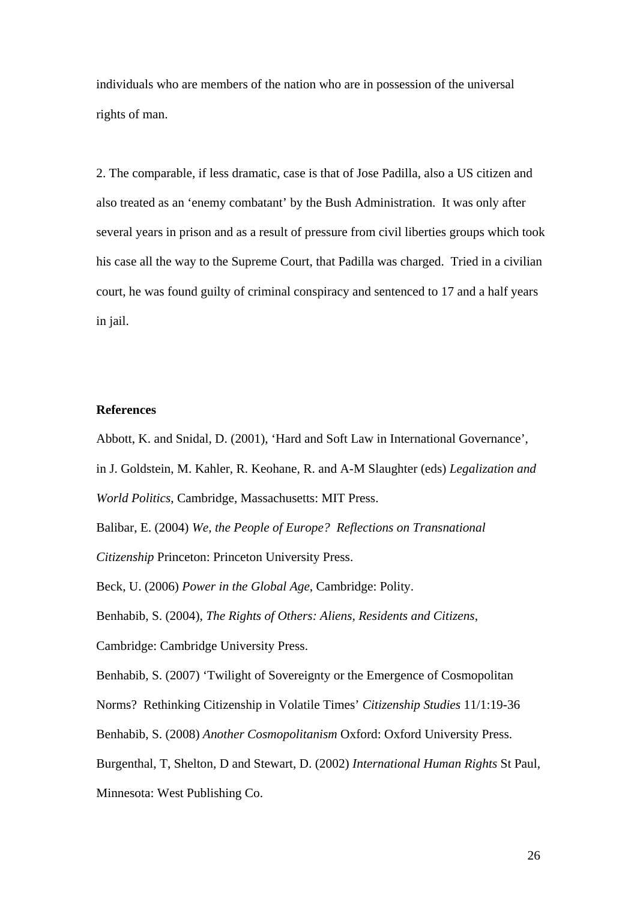individuals who are members of the nation who are in possession of the universal rights of man.

2. The comparable, if less dramatic, case is that of Jose Padilla, also a US citizen and also treated as an 'enemy combatant' by the Bush Administration. It was only after several years in prison and as a result of pressure from civil liberties groups which took his case all the way to the Supreme Court, that Padilla was charged. Tried in a civilian court, he was found guilty of criminal conspiracy and sentenced to 17 and a half years in jail.

**References**

Abbott, K. and Snidal, D. (2001), 'Hard and Soft Law in International Governance', in J. Goldstein, M. Kahler, R. Keohane, R. and A-M Slaughter (eds) *Legalization and World Politics*, Cambridge, Massachusetts: MIT Press.

Balibar, E. (2004) *We, the People of Europe? Reflections on Transnational Citizenship* Princeton: Princeton University Press.

Beck, U. (2006) *Power in the Global Age*, Cambridge: Polity.

Benhabib, S. (2004), *The Rights of Others: Aliens, Residents and Citizens*, Cambridge: Cambridge University Press.

Benhabib, S. (2007) 'Twilight of Sovereignty or the Emergence of Cosmopolitan Norms? Rethinking Citizenship in Volatile Times' *Citizenship Studies* 11/1:19-36

Benhabib, S. (2008) *Another Cosmopolitanism* Oxford: Oxford University Press.

Burgenthal, T, Shelton, D and Stewart, D. (2002) *International Human Rights* St Paul, Minnesota: West Publishing Co.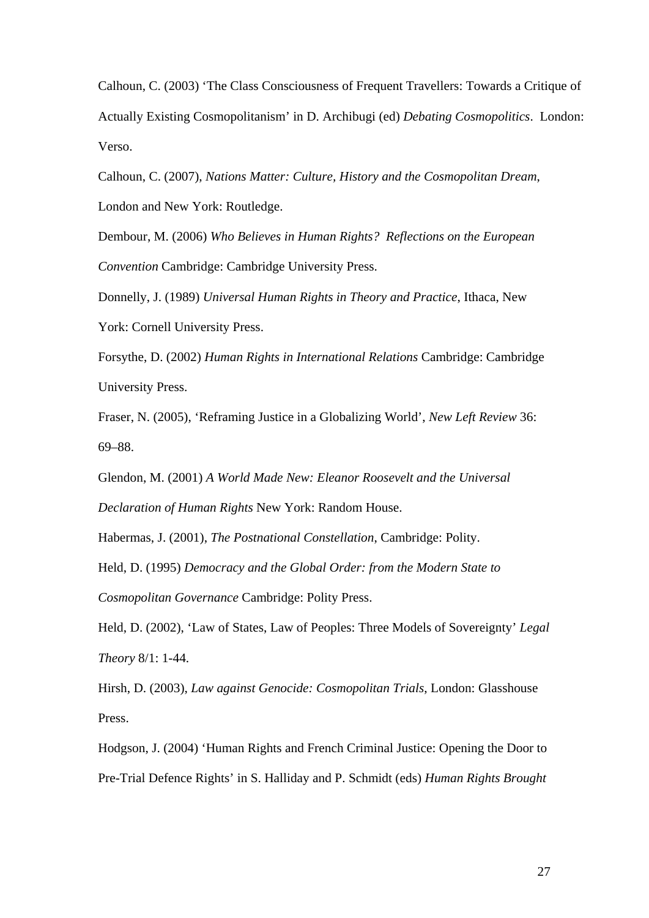Calhoun, C. (2003) ‘The Class Consciousness of Frequent Travellers: Towards a Critique of Actually Existing Cosmopolitanism’ in D. Archibugi (ed) *Debating Cosmopolitics*. London: Verso.

Calhoun, C. (2007), *Nations Matter: Culture, History and the Cosmopolitan Dream*, London and New York: Routledge.

Dembour, M. (2006) *Who Believes in Human Rights? Reflections on the European Convention* Cambridge: Cambridge University Press.

Donnelly, J. (1989) *Universal Human Rights in Theory and Practice*, Ithaca, New York: Cornell University Press.

Forsythe, D. (2002) *Human Rights in International Relations* Cambridge: Cambridge University Press.

Fraser, N. (2005), ‘Reframing Justice in a Globalizing World’, *New Left Review* 36: 69–88.

Glendon, M. (2001) *A World Made New: Eleanor Roosevelt and the Universal Declaration of Human Rights* New York: Random House.

Habermas, J. (2001), *The Postnational Constellation*, Cambridge: Polity.

Held, D. (1995) *Democracy and the Global Order: from the Modern State to Cosmopolitan Governance* Cambridge: Polity Press.

Held, D. (2002), ‘Law of States, Law of Peoples: Three Models of Sovereignty’ *Legal Theory* 8/1: 1-44.

Hirsh, D. (2003), *Law against Genocide: Cosmopolitan Trials*, London: Glasshouse Press.

Hodgson, J. (2004) ‘Human Rights and French Criminal Justice: Opening the Door to Pre-Trial Defence Rights’ in S. Halliday and P. Schmidt (eds) *Human Rights Brought*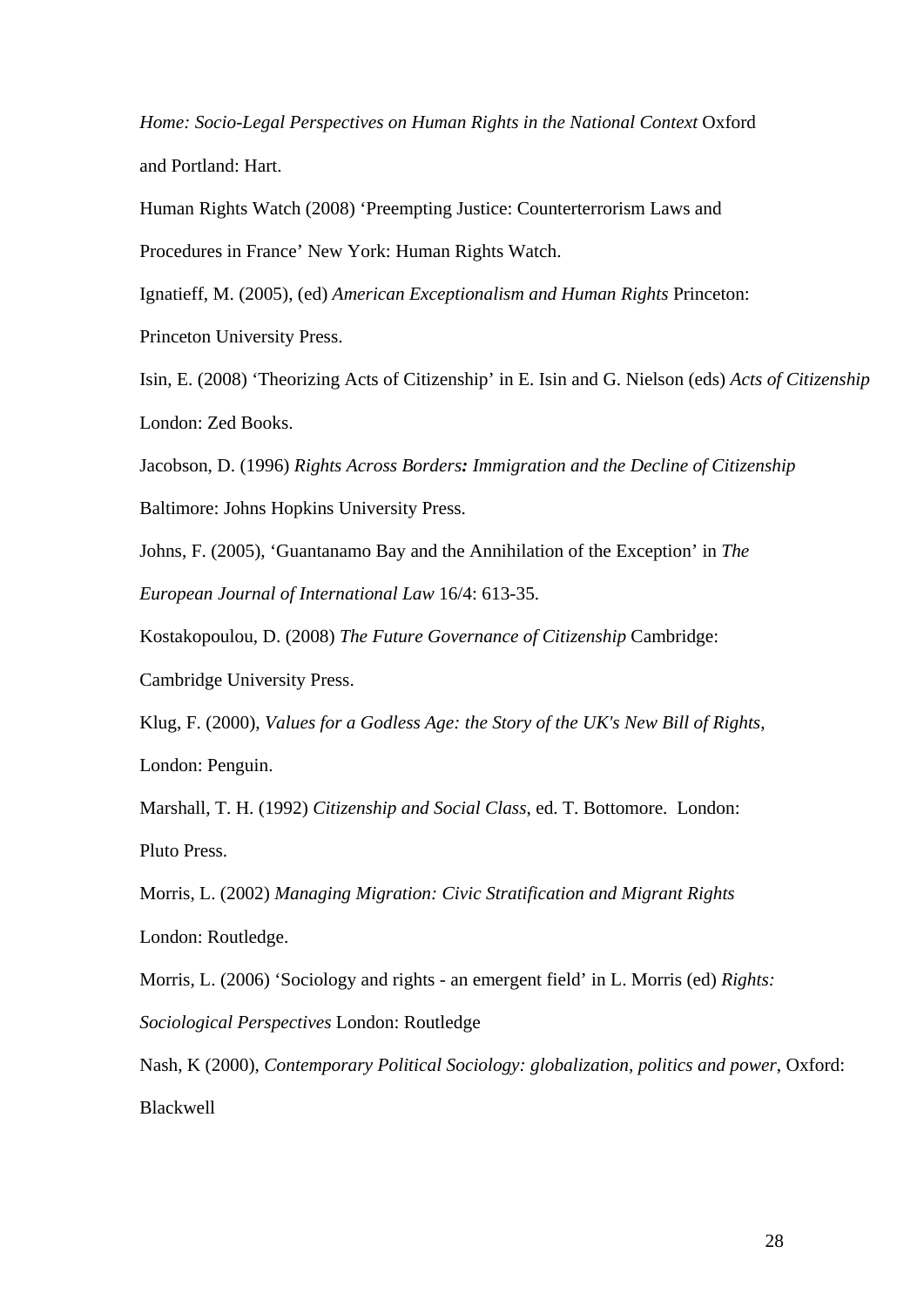*Home: Socio-Legal Perspectives on Human Rights in the National Context* Oxford and Portland: Hart.

Human Rights Watch (2008) 'Preempting Justice: Counterterrorism Laws and Procedures in France' New York: Human Rights Watch.

Ignatieff, M. (2005), (ed) *American Exceptionalism and Human Rights* Princeton: Princeton University Press.

Isin, E. (2008) 'Theorizing Acts of Citizenship' in E. Isin and G. Nielson (eds) *Acts of Citizenship* London: Zed Books.

Jacobson, D. (1996) *Rights Across Borders**:** Immigration and the Decline of Citizenship* Baltimore: Johns Hopkins University Press.

Johns, F. (2005), 'Guantanamo Bay and the Annihilation of the Exception' in *The European Journal of International Law* 16/4: 613-35.

Kostakopoulou, D. (2008) *The Future Governance of Citizenship* Cambridge: Cambridge University Press.

Klug, F. (2000), *Values for a Godless Age: the Story of the UK's New Bill of Rights*, London: Penguin.

Marshall, T. H. (1992) *Citizenship and Social Class*, ed. T. Bottomore. London: Pluto Press.

Morris, L. (2002) *Managing Migration: Civic Stratification and Migrant Rights* London: Routledge.

Morris, L. (2006) 'Sociology and rights - an emergent field' in L. Morris (ed) *Rights: Sociological Perspectives* London: Routledge

Nash, K (2000), *Contemporary Political Sociology: globalization, politics and power*, Oxford: Blackwell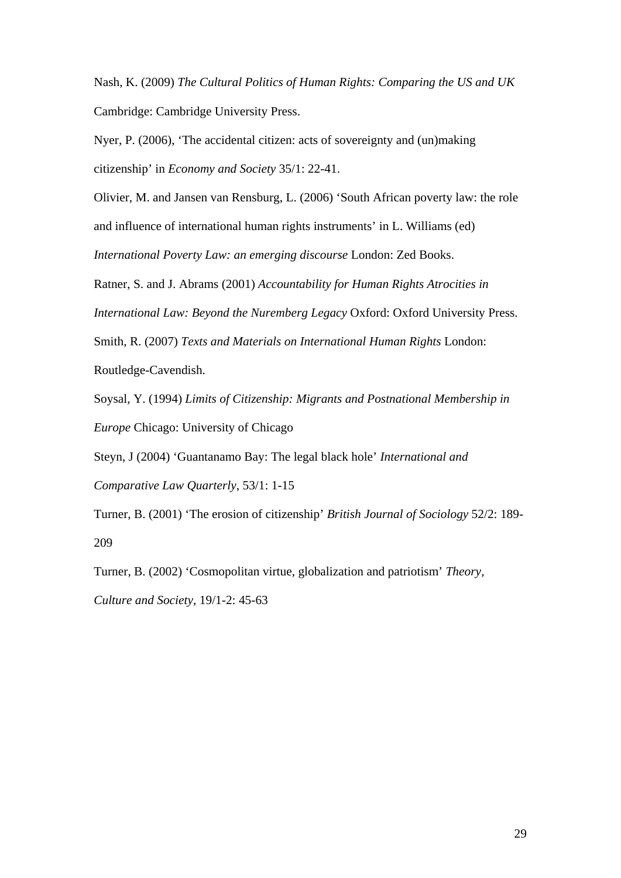Nash, K. (2009) *The Cultural Politics of Human Rights: Comparing the US and UK* Cambridge: Cambridge University Press.

Nyer, P. (2006), 'The accidental citizen: acts of sovereignty and (un)making citizenship' in *Economy and Society* 35/1: 22-41.

Olivier, M. and Jansen van Rensburg, L. (2006) 'South African poverty law: the role and influence of international human rights instruments' in L. Williams (ed) *International Poverty Law: an emerging discourse* London: Zed Books.

Ratner, S. and J. Abrams (2001) *Accountability for Human Rights Atrocities in International Law: Beyond the Nuremberg Legacy* Oxford: Oxford University Press.

Smith, R. (2007) *Texts and Materials on International Human Rights* London: Routledge-Cavendish.

Soysal, Y. (1994) *Limits of Citizenship: Migrants and Postnational Membership in Europe* Chicago: University of Chicago

Steyn, J (2004) 'Guantanamo Bay: The legal black hole' *International and Comparative Law Quarterly*, 53/1: 1-15

Turner, B. (2001) 'The erosion of citizenship' *British Journal of Sociology* 52/2: 189-209

Turner, B. (2002) 'Cosmopolitan virtue, globalization and patriotism' *Theory, Culture and Society*, 19/1-2: 45-63